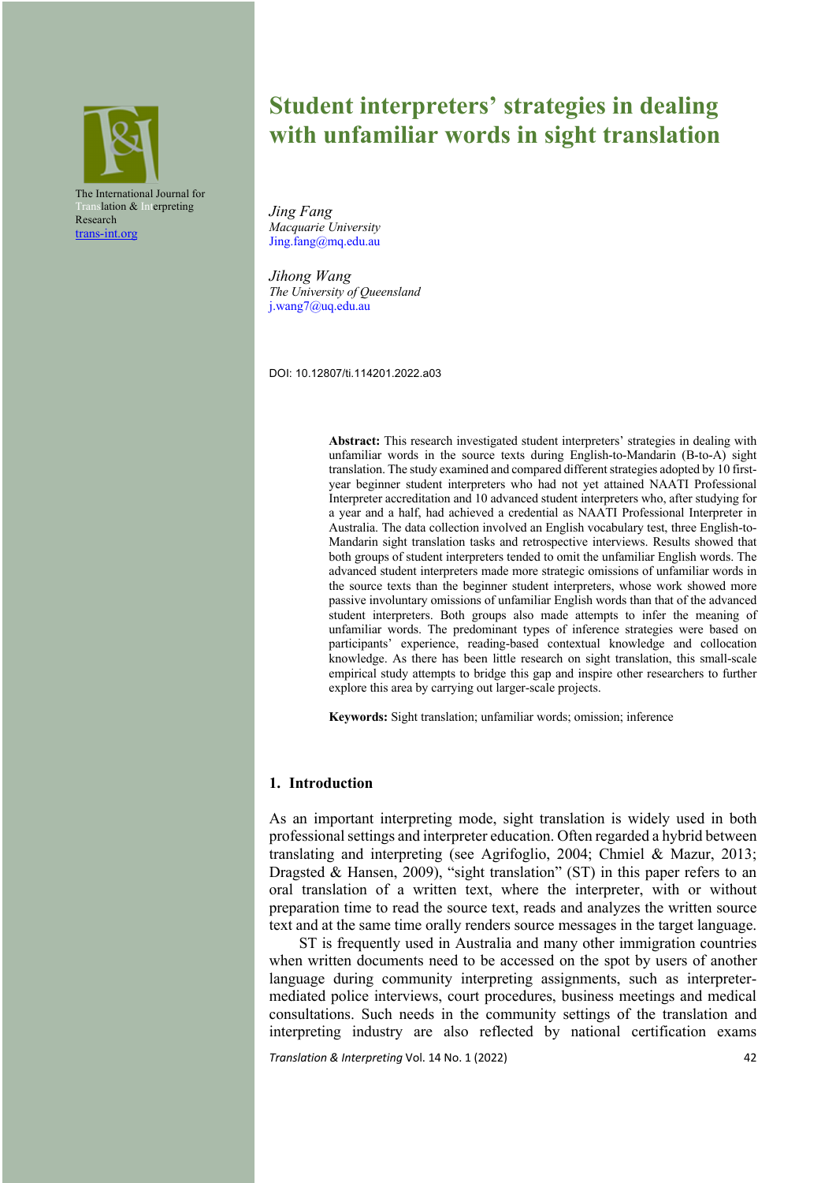The International Journal for Translation & Interpreting Research
trans-int.org

# Student interpreters' strategies in dealing with unfamiliar words in sight translation

*Jing Fang*
*Macquarie University*
Jing.fang@mq.edu.au

*Jihong Wang*
*The University of Queensland*
j.wang7@uq.edu.au

DOI: 10.12807/ti.114201.2022.a03

**Abstract:** This research investigated student interpreters' strategies in dealing with unfamiliar words in the source texts during English-to-Mandarin (B-to-A) sight translation. The study examined and compared different strategies adopted by 10 first-year beginner student interpreters who had not yet attained NAATI Professional Interpreter accreditation and 10 advanced student interpreters who, after studying for a year and a half, had achieved a credential as NAATI Professional Interpreter in Australia. The data collection involved an English vocabulary test, three English-to-Mandarin sight translation tasks and retrospective interviews. Results showed that both groups of student interpreters tended to omit the unfamiliar English words. The advanced student interpreters made more strategic omissions of unfamiliar words in the source texts than the beginner student interpreters, whose work showed more passive involuntary omissions of unfamiliar English words than that of the advanced student interpreters. Both groups also made attempts to infer the meaning of unfamiliar words. The predominant types of inference strategies were based on participants' experience, reading-based contextual knowledge and collocation knowledge. As there has been little research on sight translation, this small-scale empirical study attempts to bridge this gap and inspire other researchers to further explore this area by carrying out larger-scale projects.

**Keywords:** Sight translation; unfamiliar words; omission; inference

## 1. Introduction

As an important interpreting mode, sight translation is widely used in both professional settings and interpreter education. Often regarded a hybrid between translating and interpreting (see Agrifoglio, 2004; Chmiel & Mazur, 2013; Dragsted & Hansen, 2009), "sight translation" (ST) in this paper refers to an oral translation of a written text, where the interpreter, with or without preparation time to read the source text, reads and analyzes the written source text and at the same time orally renders source messages in the target language.

ST is frequently used in Australia and many other immigration countries when written documents need to be accessed on the spot by users of another language during community interpreting assignments, such as interpreter-mediated police interviews, court procedures, business meetings and medical consultations. Such needs in the community settings of the translation and interpreting industry are also reflected by national certification exams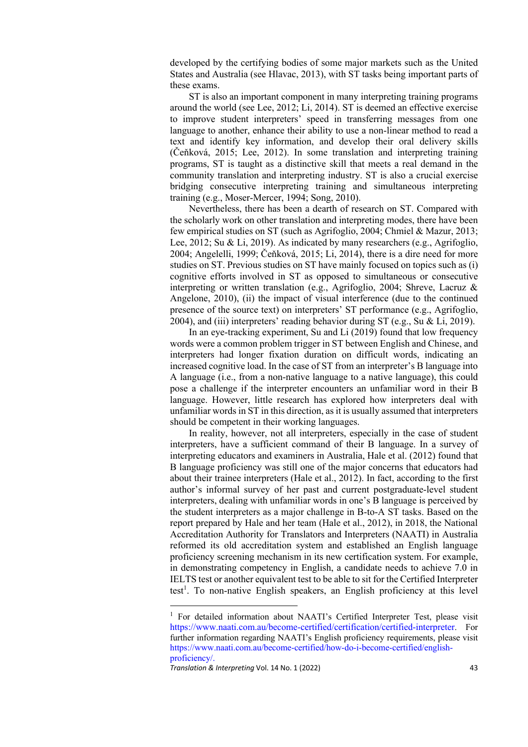developed by the certifying bodies of some major markets such as the United States and Australia (see Hlavac, 2013), with ST tasks being important parts of these exams.

ST is also an important component in many interpreting training programs around the world (see Lee, 2012; Li, 2014). ST is deemed an effective exercise to improve student interpreters' speed in transferring messages from one language to another, enhance their ability to use a non-linear method to read a text and identify key information, and develop their oral delivery skills (Čeňková, 2015; Lee, 2012). In some translation and interpreting training programs, ST is taught as a distinctive skill that meets a real demand in the community translation and interpreting industry. ST is also a crucial exercise bridging consecutive interpreting training and simultaneous interpreting training (e.g., Moser-Mercer, 1994; Song, 2010).

Nevertheless, there has been a dearth of research on ST. Compared with the scholarly work on other translation and interpreting modes, there have been few empirical studies on ST (such as Agrifoglio, 2004; Chmiel & Mazur, 2013; Lee, 2012; Su & Li, 2019). As indicated by many researchers (e.g., Agrifoglio, 2004; Angelelli, 1999; Čeňková, 2015; Li, 2014), there is a dire need for more studies on ST. Previous studies on ST have mainly focused on topics such as (i) cognitive efforts involved in ST as opposed to simultaneous or consecutive interpreting or written translation (e.g., Agrifoglio, 2004; Shreve, Lacruz & Angelone, 2010), (ii) the impact of visual interference (due to the continued presence of the source text) on interpreters' ST performance (e.g., Agrifoglio, 2004), and (iii) interpreters' reading behavior during ST (e.g., Su & Li, 2019).

In an eye-tracking experiment, Su and Li (2019) found that low frequency words were a common problem trigger in ST between English and Chinese, and interpreters had longer fixation duration on difficult words, indicating an increased cognitive load. In the case of ST from an interpreter's B language into A language (i.e., from a non-native language to a native language), this could pose a challenge if the interpreter encounters an unfamiliar word in their B language. However, little research has explored how interpreters deal with unfamiliar words in ST in this direction, as it is usually assumed that interpreters should be competent in their working languages.

In reality, however, not all interpreters, especially in the case of student interpreters, have a sufficient command of their B language. In a survey of interpreting educators and examiners in Australia, Hale et al. (2012) found that B language proficiency was still one of the major concerns that educators had about their trainee interpreters (Hale et al., 2012). In fact, according to the first author's informal survey of her past and current postgraduate-level student interpreters, dealing with unfamiliar words in one's B language is perceived by the student interpreters as a major challenge in B-to-A ST tasks. Based on the report prepared by Hale and her team (Hale et al., 2012), in 2018, the National Accreditation Authority for Translators and Interpreters (NAATI) in Australia reformed its old accreditation system and established an English language proficiency screening mechanism in its new certification system. For example, in demonstrating competency in English, a candidate needs to achieve 7.0 in IELTS test or another equivalent test to be able to sit for the Certified Interpreter test[1]. To non-native English speakers, an English proficiency at this level

[1] For detailed information about NAATI's Certified Interpreter Test, please visit https://www.naati.com.au/become-certified/certification/certified-interpreter. For further information regarding NAATI's English proficiency requirements, please visit https://www.naati.com.au/become-certified/how-do-i-become-certified/english-proficiency/.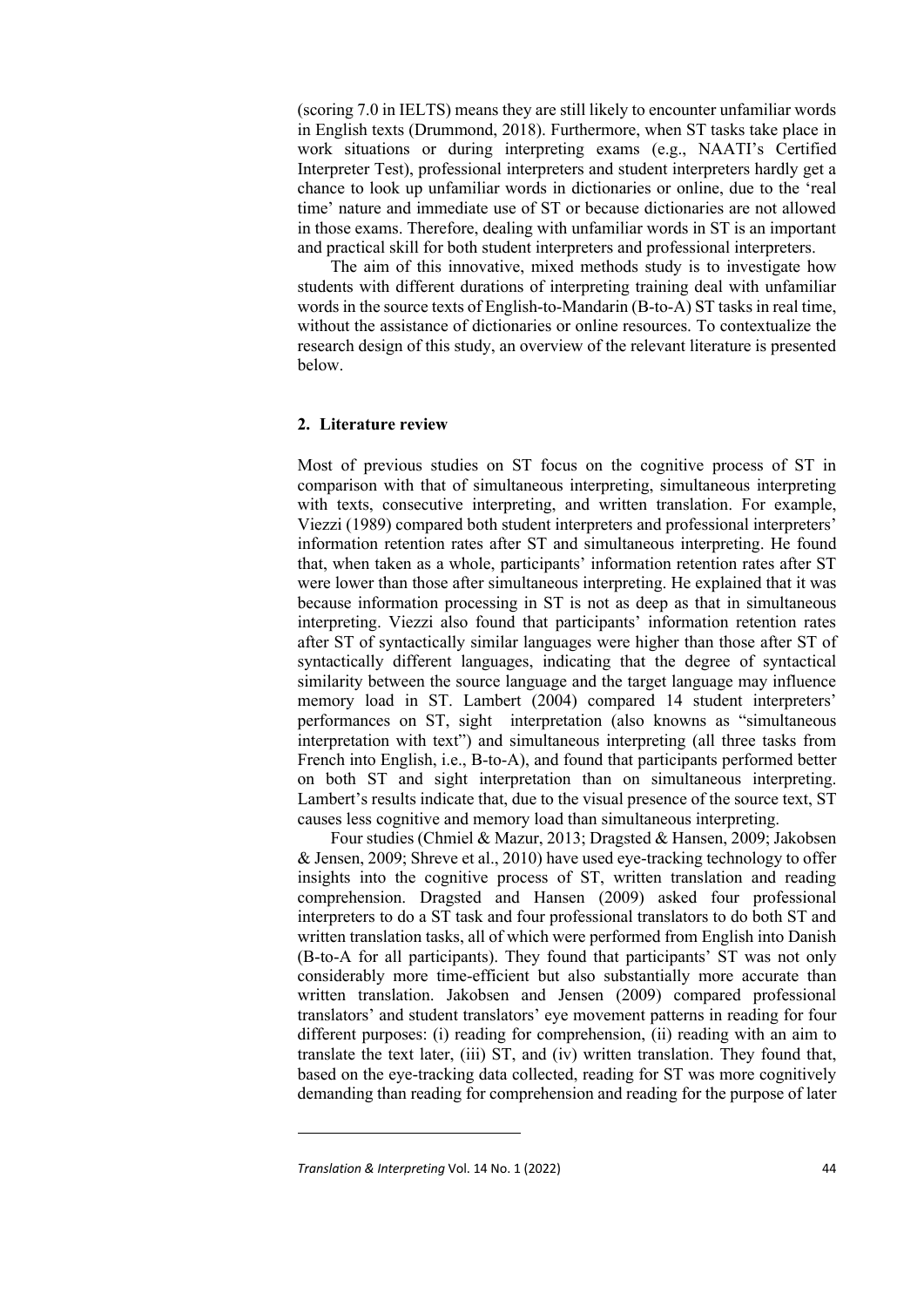(scoring 7.0 in IELTS) means they are still likely to encounter unfamiliar words in English texts (Drummond, 2018). Furthermore, when ST tasks take place in work situations or during interpreting exams (e.g., NAATI's Certified Interpreter Test), professional interpreters and student interpreters hardly get a chance to look up unfamiliar words in dictionaries or online, due to the 'real time' nature and immediate use of ST or because dictionaries are not allowed in those exams. Therefore, dealing with unfamiliar words in ST is an important and practical skill for both student interpreters and professional interpreters.

The aim of this innovative, mixed methods study is to investigate how students with different durations of interpreting training deal with unfamiliar words in the source texts of English-to-Mandarin (B-to-A) ST tasks in real time, without the assistance of dictionaries or online resources. To contextualize the research design of this study, an overview of the relevant literature is presented below.

## 2. Literature review

Most of previous studies on ST focus on the cognitive process of ST in comparison with that of simultaneous interpreting, simultaneous interpreting with texts, consecutive interpreting, and written translation. For example, Viezzi (1989) compared both student interpreters and professional interpreters' information retention rates after ST and simultaneous interpreting. He found that, when taken as a whole, participants' information retention rates after ST were lower than those after simultaneous interpreting. He explained that it was because information processing in ST is not as deep as that in simultaneous interpreting. Viezzi also found that participants' information retention rates after ST of syntactically similar languages were higher than those after ST of syntactically different languages, indicating that the degree of syntactical similarity between the source language and the target language may influence memory load in ST. Lambert (2004) compared 14 student interpreters' performances on ST, sight interpretation (also knowns as "simultaneous interpretation with text") and simultaneous interpreting (all three tasks from French into English, i.e., B-to-A), and found that participants performed better on both ST and sight interpretation than on simultaneous interpreting. Lambert's results indicate that, due to the visual presence of the source text, ST causes less cognitive and memory load than simultaneous interpreting.

Four studies (Chmiel & Mazur, 2013; Dragsted & Hansen, 2009; Jakobsen & Jensen, 2009; Shreve et al., 2010) have used eye-tracking technology to offer insights into the cognitive process of ST, written translation and reading comprehension. Dragsted and Hansen (2009) asked four professional interpreters to do a ST task and four professional translators to do both ST and written translation tasks, all of which were performed from English into Danish (B-to-A for all participants). They found that participants' ST was not only considerably more time-efficient but also substantially more accurate than written translation. Jakobsen and Jensen (2009) compared professional translators' and student translators' eye movement patterns in reading for four different purposes: (i) reading for comprehension, (ii) reading with an aim to translate the text later, (iii) ST, and (iv) written translation. They found that, based on the eye-tracking data collected, reading for ST was more cognitively demanding than reading for comprehension and reading for the purpose of later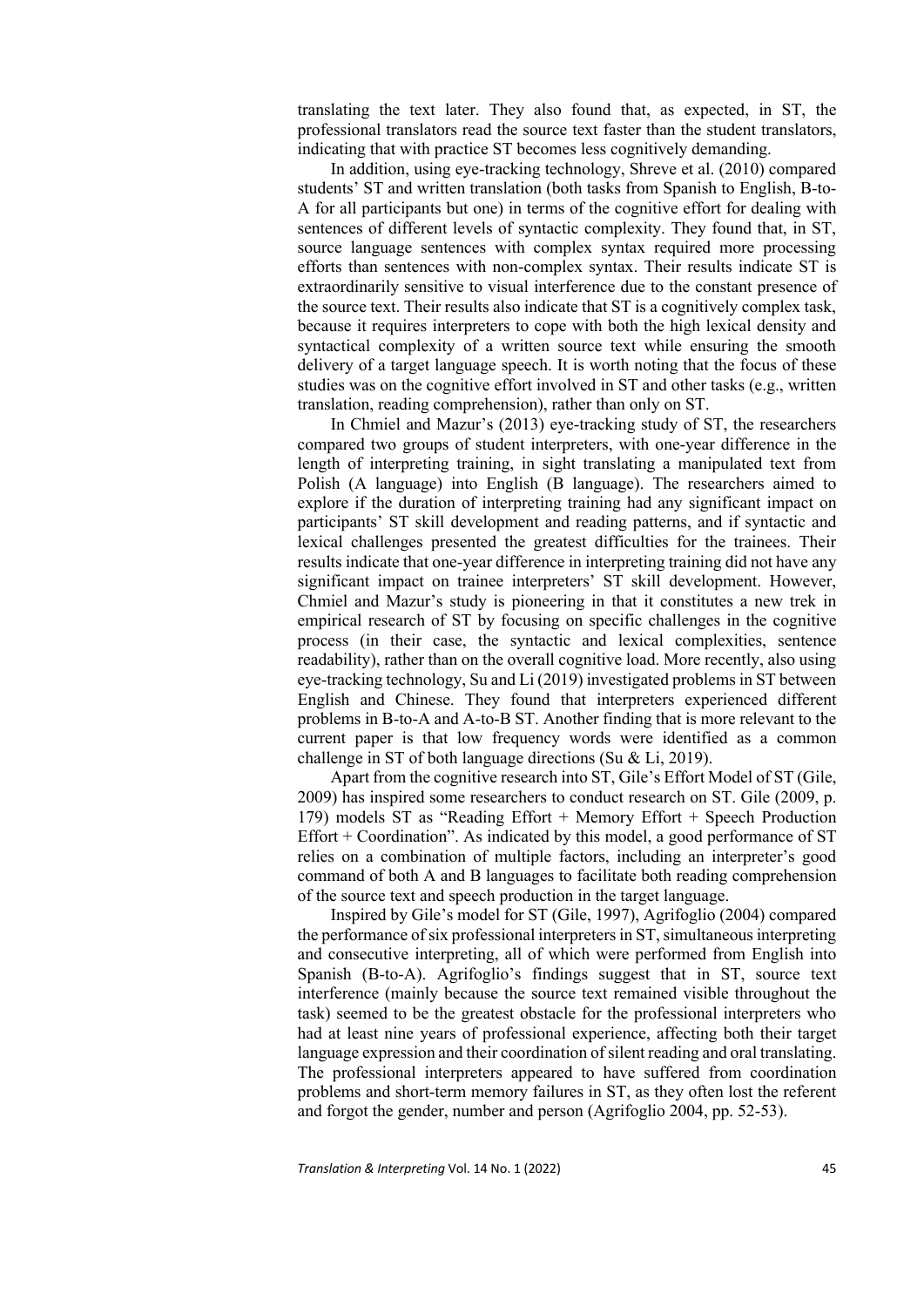translating the text later. They also found that, as expected, in ST, the professional translators read the source text faster than the student translators, indicating that with practice ST becomes less cognitively demanding.

In addition, using eye-tracking technology, Shreve et al. (2010) compared students' ST and written translation (both tasks from Spanish to English, B-to-A for all participants but one) in terms of the cognitive effort for dealing with sentences of different levels of syntactic complexity. They found that, in ST, source language sentences with complex syntax required more processing efforts than sentences with non-complex syntax. Their results indicate ST is extraordinarily sensitive to visual interference due to the constant presence of the source text. Their results also indicate that ST is a cognitively complex task, because it requires interpreters to cope with both the high lexical density and syntactical complexity of a written source text while ensuring the smooth delivery of a target language speech. It is worth noting that the focus of these studies was on the cognitive effort involved in ST and other tasks (e.g., written translation, reading comprehension), rather than only on ST.

In Chmiel and Mazur's (2013) eye-tracking study of ST, the researchers compared two groups of student interpreters, with one-year difference in the length of interpreting training, in sight translating a manipulated text from Polish (A language) into English (B language). The researchers aimed to explore if the duration of interpreting training had any significant impact on participants' ST skill development and reading patterns, and if syntactic and lexical challenges presented the greatest difficulties for the trainees. Their results indicate that one-year difference in interpreting training did not have any significant impact on trainee interpreters' ST skill development. However, Chmiel and Mazur's study is pioneering in that it constitutes a new trek in empirical research of ST by focusing on specific challenges in the cognitive process (in their case, the syntactic and lexical complexities, sentence readability), rather than on the overall cognitive load. More recently, also using eye-tracking technology, Su and Li (2019) investigated problems in ST between English and Chinese. They found that interpreters experienced different problems in B-to-A and A-to-B ST. Another finding that is more relevant to the current paper is that low frequency words were identified as a common challenge in ST of both language directions (Su & Li, 2019).

Apart from the cognitive research into ST, Gile's Effort Model of ST (Gile, 2009) has inspired some researchers to conduct research on ST. Gile (2009, p. 179) models ST as "Reading Effort + Memory Effort + Speech Production Effort + Coordination". As indicated by this model, a good performance of ST relies on a combination of multiple factors, including an interpreter's good command of both A and B languages to facilitate both reading comprehension of the source text and speech production in the target language.

Inspired by Gile's model for ST (Gile, 1997), Agrifoglio (2004) compared the performance of six professional interpreters in ST, simultaneous interpreting and consecutive interpreting, all of which were performed from English into Spanish (B-to-A). Agrifoglio's findings suggest that in ST, source text interference (mainly because the source text remained visible throughout the task) seemed to be the greatest obstacle for the professional interpreters who had at least nine years of professional experience, affecting both their target language expression and their coordination of silent reading and oral translating. The professional interpreters appeared to have suffered from coordination problems and short-term memory failures in ST, as they often lost the referent and forgot the gender, number and person (Agrifoglio 2004, pp. 52-53).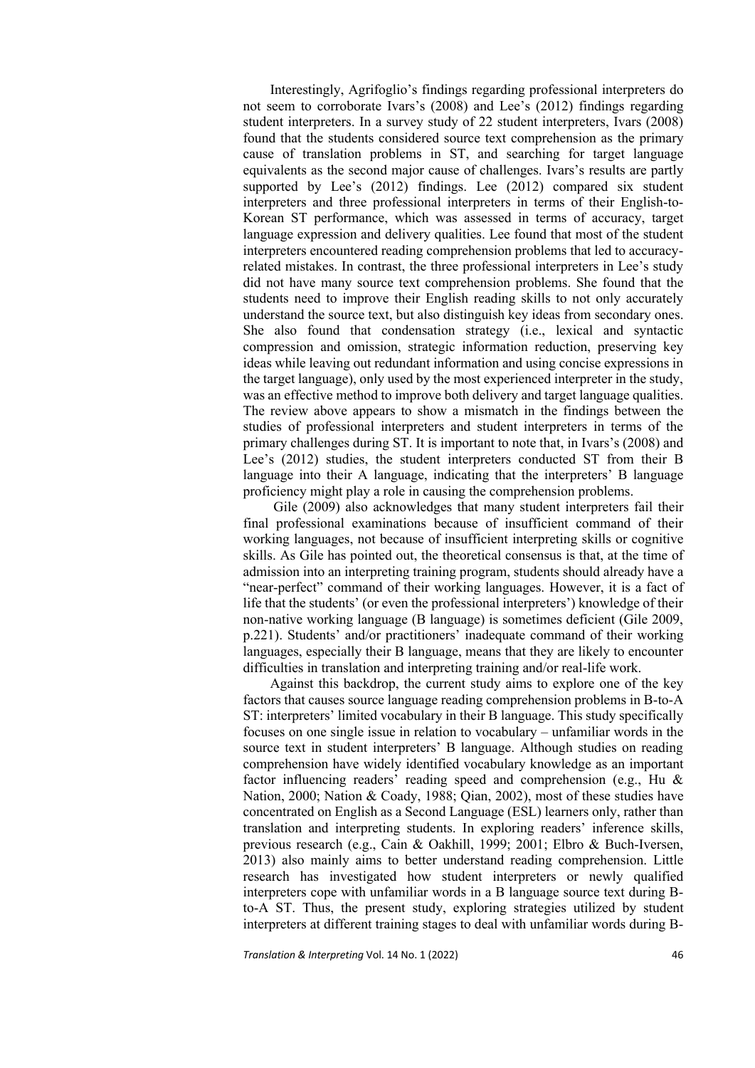Interestingly, Agrifoglio's findings regarding professional interpreters do not seem to corroborate Ivars's (2008) and Lee's (2012) findings regarding student interpreters. In a survey study of 22 student interpreters, Ivars (2008) found that the students considered source text comprehension as the primary cause of translation problems in ST, and searching for target language equivalents as the second major cause of challenges. Ivars's results are partly supported by Lee's (2012) findings. Lee (2012) compared six student interpreters and three professional interpreters in terms of their English-to-Korean ST performance, which was assessed in terms of accuracy, target language expression and delivery qualities. Lee found that most of the student interpreters encountered reading comprehension problems that led to accuracy-related mistakes. In contrast, the three professional interpreters in Lee's study did not have many source text comprehension problems. She found that the students need to improve their English reading skills to not only accurately understand the source text, but also distinguish key ideas from secondary ones. She also found that condensation strategy (i.e., lexical and syntactic compression and omission, strategic information reduction, preserving key ideas while leaving out redundant information and using concise expressions in the target language), only used by the most experienced interpreter in the study, was an effective method to improve both delivery and target language qualities. The review above appears to show a mismatch in the findings between the studies of professional interpreters and student interpreters in terms of the primary challenges during ST. It is important to note that, in Ivars's (2008) and Lee's (2012) studies, the student interpreters conducted ST from their B language into their A language, indicating that the interpreters' B language proficiency might play a role in causing the comprehension problems.

Gile (2009) also acknowledges that many student interpreters fail their final professional examinations because of insufficient command of their working languages, not because of insufficient interpreting skills or cognitive skills. As Gile has pointed out, the theoretical consensus is that, at the time of admission into an interpreting training program, students should already have a "near-perfect" command of their working languages. However, it is a fact of life that the students' (or even the professional interpreters') knowledge of their non-native working language (B language) is sometimes deficient (Gile 2009, p.221). Students' and/or practitioners' inadequate command of their working languages, especially their B language, means that they are likely to encounter difficulties in translation and interpreting training and/or real-life work.

Against this backdrop, the current study aims to explore one of the key factors that causes source language reading comprehension problems in B-to-A ST: interpreters' limited vocabulary in their B language. This study specifically focuses on one single issue in relation to vocabulary – unfamiliar words in the source text in student interpreters' B language. Although studies on reading comprehension have widely identified vocabulary knowledge as an important factor influencing readers' reading speed and comprehension (e.g., Hu & Nation, 2000; Nation & Coady, 1988; Qian, 2002), most of these studies have concentrated on English as a Second Language (ESL) learners only, rather than translation and interpreting students. In exploring readers' inference skills, previous research (e.g., Cain & Oakhill, 1999; 2001; Elbro & Buch-Iversen, 2013) also mainly aims to better understand reading comprehension. Little research has investigated how student interpreters or newly qualified interpreters cope with unfamiliar words in a B language source text during B-to-A ST. Thus, the present study, exploring strategies utilized by student interpreters at different training stages to deal with unfamiliar words during B-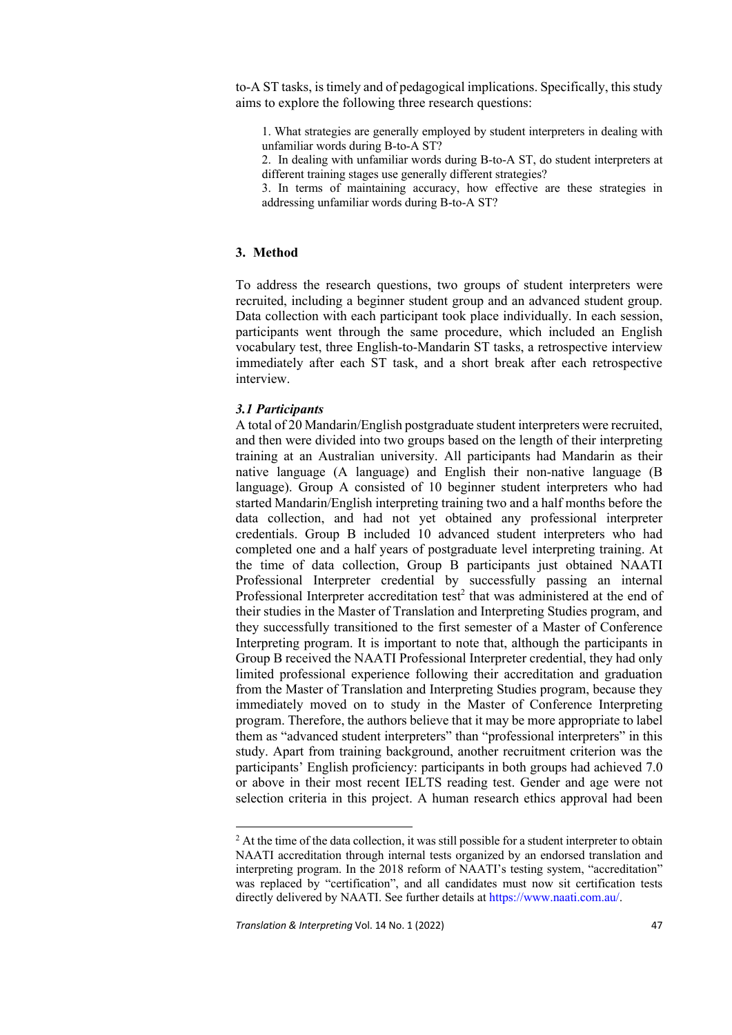to-A ST tasks, is timely and of pedagogical implications. Specifically, this study aims to explore the following three research questions:

> 1. What strategies are generally employed by student interpreters in dealing with unfamiliar words during B-to-A ST?
> 2. In dealing with unfamiliar words during B-to-A ST, do student interpreters at different training stages use generally different strategies?
> 3. In terms of maintaining accuracy, how effective are these strategies in addressing unfamiliar words during B-to-A ST?

## 3. Method

To address the research questions, two groups of student interpreters were recruited, including a beginner student group and an advanced student group. Data collection with each participant took place individually. In each session, participants went through the same procedure, which included an English vocabulary test, three English-to-Mandarin ST tasks, a retrospective interview immediately after each ST task, and a short break after each retrospective interview.

### *3.1 Participants*

A total of 20 Mandarin/English postgraduate student interpreters were recruited, and then were divided into two groups based on the length of their interpreting training at an Australian university. All participants had Mandarin as their native language (A language) and English their non-native language (B language). Group A consisted of 10 beginner student interpreters who had started Mandarin/English interpreting training two and a half months before the data collection, and had not yet obtained any professional interpreter credentials. Group B included 10 advanced student interpreters who had completed one and a half years of postgraduate level interpreting training. At the time of data collection, Group B participants just obtained NAATI Professional Interpreter credential by successfully passing an internal Professional Interpreter accreditation test[2] that was administered at the end of their studies in the Master of Translation and Interpreting Studies program, and they successfully transitioned to the first semester of a Master of Conference Interpreting program. It is important to note that, although the participants in Group B received the NAATI Professional Interpreter credential, they had only limited professional experience following their accreditation and graduation from the Master of Translation and Interpreting Studies program, because they immediately moved on to study in the Master of Conference Interpreting program. Therefore, the authors believe that it may be more appropriate to label them as "advanced student interpreters" than "professional interpreters" in this study. Apart from training background, another recruitment criterion was the participants' English proficiency: participants in both groups had achieved 7.0 or above in their most recent IELTS reading test. Gender and age were not selection criteria in this project. A human research ethics approval had been

---

[2] At the time of the data collection, it was still possible for a student interpreter to obtain NAATI accreditation through internal tests organized by an endorsed translation and interpreting program. In the 2018 reform of NAATI's testing system, "accreditation" was replaced by "certification", and all candidates must now sit certification tests directly delivered by NAATI. See further details at https://www.naati.com.au/.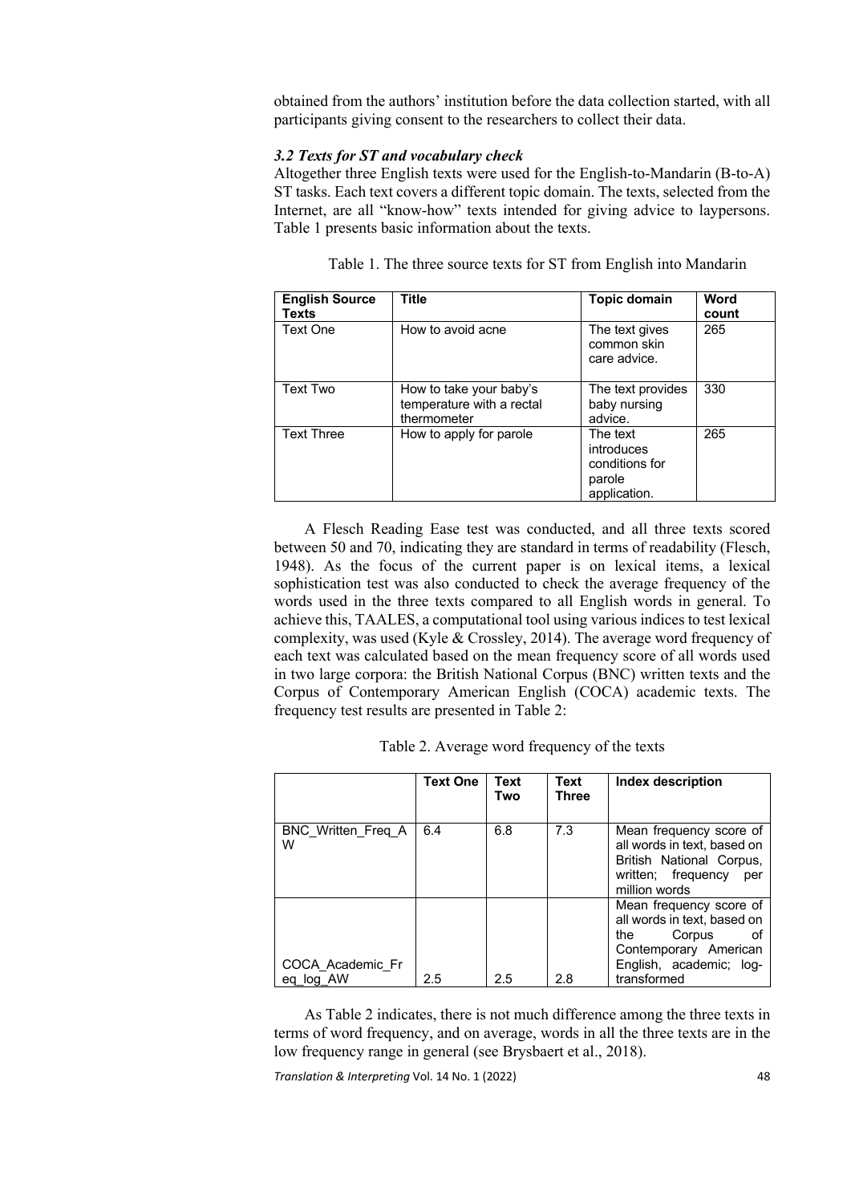obtained from the authors' institution before the data collection started, with all participants giving consent to the researchers to collect their data.

### *3.2 Texts for ST and vocabulary check*

Altogether three English texts were used for the English-to-Mandarin (B-to-A) ST tasks. Each text covers a different topic domain. The texts, selected from the Internet, are all "know-how" texts intended for giving advice to laypersons. Table 1 presents basic information about the texts.

Table 1. The three source texts for ST from English into Mandarin

| English Source Texts | Title | Topic domain | Word count |
|---|---|---|---|
| Text One | How to avoid acne | The text gives common skin care advice. | 265 |
| Text Two | How to take your baby's temperature with a rectal thermometer | The text provides baby nursing advice. | 330 |
| Text Three | How to apply for parole | The text introduces conditions for parole application. | 265 |

A Flesch Reading Ease test was conducted, and all three texts scored between 50 and 70, indicating they are standard in terms of readability (Flesch, 1948). As the focus of the current paper is on lexical items, a lexical sophistication test was also conducted to check the average frequency of the words used in the three texts compared to all English words in general. To achieve this, TAALES, a computational tool using various indices to test lexical complexity, was used (Kyle & Crossley, 2014). The average word frequency of each text was calculated based on the mean frequency score of all words used in two large corpora: the British National Corpus (BNC) written texts and the Corpus of Contemporary American English (COCA) academic texts. The frequency test results are presented in Table 2:

Table 2. Average word frequency of the texts

| | Text One | Text Two | Text Three | Index description |
|---|---|---|---|---|
| BNC_Written_Freq_AW | 6.4 | 6.8 | 7.3 | Mean frequency score of all words in text, based on British National Corpus, written; frequency per million words |
| COCA_Academic_Freq_log_AW | 2.5 | 2.5 | 2.8 | Mean frequency score of all words in text, based on the Corpus of Contemporary American English, academic; log-transformed |

As Table 2 indicates, there is not much difference among the three texts in terms of word frequency, and on average, words in all the three texts are in the low frequency range in general (see Brysbaert et al., 2018).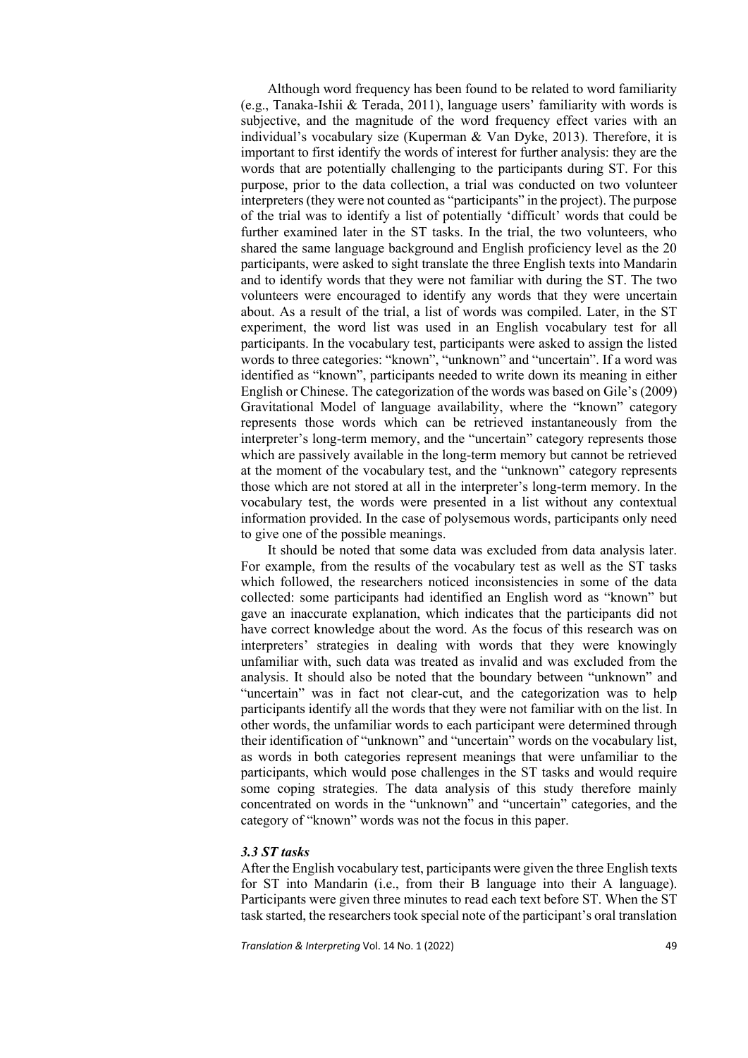Although word frequency has been found to be related to word familiarity (e.g., Tanaka-Ishii & Terada, 2011), language users' familiarity with words is subjective, and the magnitude of the word frequency effect varies with an individual's vocabulary size (Kuperman & Van Dyke, 2013). Therefore, it is important to first identify the words of interest for further analysis: they are the words that are potentially challenging to the participants during ST. For this purpose, prior to the data collection, a trial was conducted on two volunteer interpreters (they were not counted as "participants" in the project). The purpose of the trial was to identify a list of potentially 'difficult' words that could be further examined later in the ST tasks. In the trial, the two volunteers, who shared the same language background and English proficiency level as the 20 participants, were asked to sight translate the three English texts into Mandarin and to identify words that they were not familiar with during the ST. The two volunteers were encouraged to identify any words that they were uncertain about. As a result of the trial, a list of words was compiled. Later, in the ST experiment, the word list was used in an English vocabulary test for all participants. In the vocabulary test, participants were asked to assign the listed words to three categories: "known", "unknown" and "uncertain". If a word was identified as "known", participants needed to write down its meaning in either English or Chinese. The categorization of the words was based on Gile's (2009) Gravitational Model of language availability, where the "known" category represents those words which can be retrieved instantaneously from the interpreter's long-term memory, and the "uncertain" category represents those which are passively available in the long-term memory but cannot be retrieved at the moment of the vocabulary test, and the "unknown" category represents those which are not stored at all in the interpreter's long-term memory. In the vocabulary test, the words were presented in a list without any contextual information provided. In the case of polysemous words, participants only need to give one of the possible meanings.

It should be noted that some data was excluded from data analysis later. For example, from the results of the vocabulary test as well as the ST tasks which followed, the researchers noticed inconsistencies in some of the data collected: some participants had identified an English word as "known" but gave an inaccurate explanation, which indicates that the participants did not have correct knowledge about the word. As the focus of this research was on interpreters' strategies in dealing with words that they were knowingly unfamiliar with, such data was treated as invalid and was excluded from the analysis. It should also be noted that the boundary between "unknown" and "uncertain" was in fact not clear-cut, and the categorization was to help participants identify all the words that they were not familiar with on the list. In other words, the unfamiliar words to each participant were determined through their identification of "unknown" and "uncertain" words on the vocabulary list, as words in both categories represent meanings that were unfamiliar to the participants, which would pose challenges in the ST tasks and would require some coping strategies. The data analysis of this study therefore mainly concentrated on words in the "unknown" and "uncertain" categories, and the category of "known" words was not the focus in this paper.

### *3.3 ST tasks*

After the English vocabulary test, participants were given the three English texts for ST into Mandarin (i.e., from their B language into their A language). Participants were given three minutes to read each text before ST. When the ST task started, the researchers took special note of the participant's oral translation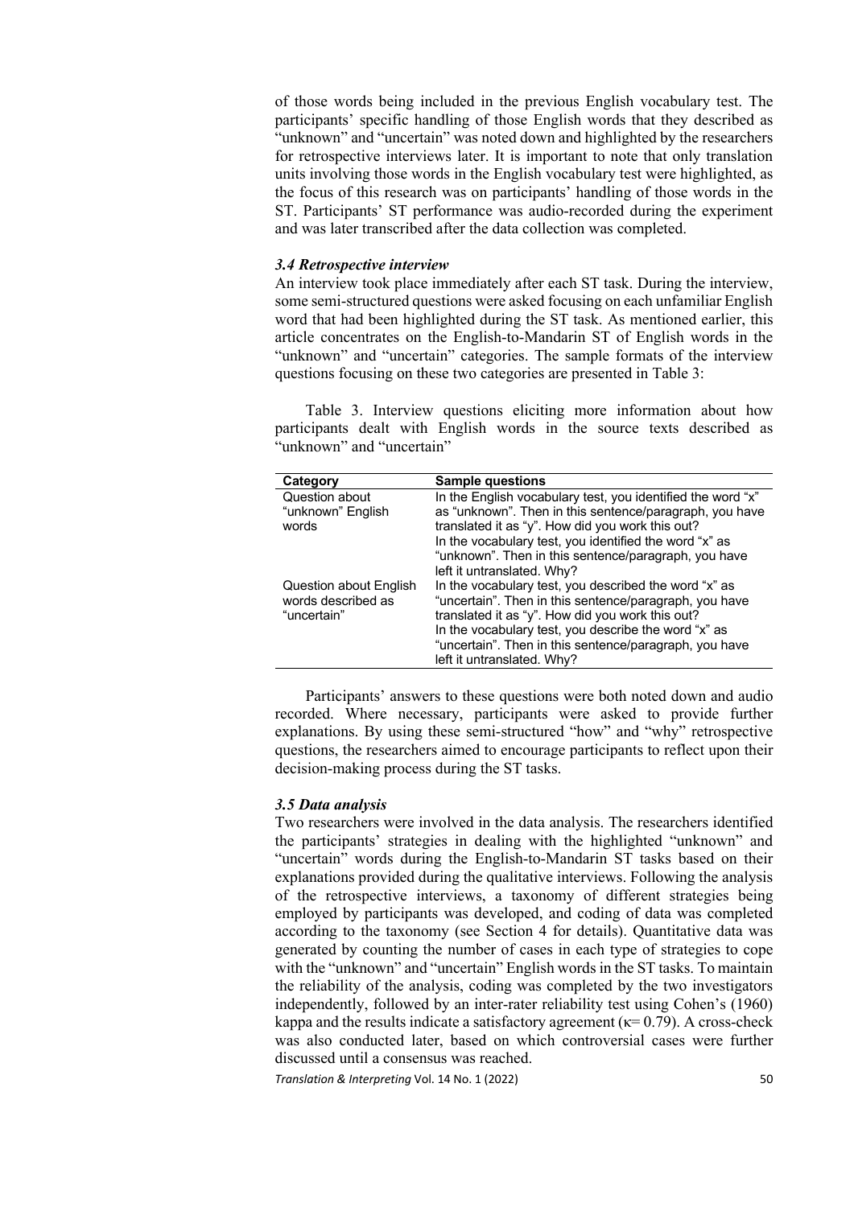of those words being included in the previous English vocabulary test. The participants' specific handling of those English words that they described as "unknown" and "uncertain" was noted down and highlighted by the researchers for retrospective interviews later. It is important to note that only translation units involving those words in the English vocabulary test were highlighted, as the focus of this research was on participants' handling of those words in the ST. Participants' ST performance was audio-recorded during the experiment and was later transcribed after the data collection was completed.

### *3.4 Retrospective interview*

An interview took place immediately after each ST task. During the interview, some semi-structured questions were asked focusing on each unfamiliar English word that had been highlighted during the ST task. As mentioned earlier, this article concentrates on the English-to-Mandarin ST of English words in the "unknown" and "uncertain" categories. The sample formats of the interview questions focusing on these two categories are presented in Table 3:

Table 3. Interview questions eliciting more information about how participants dealt with English words in the source texts described as "unknown" and "uncertain"

| Category | Sample questions |
|---|---|
| Question about "unknown" English words | In the English vocabulary test, you identified the word "x" as "unknown". Then in this sentence/paragraph, you have translated it as "y". How did you work this out?<br>In the vocabulary test, you identified the word "x" as "unknown". Then in this sentence/paragraph, you have left it untranslated. Why? |
| Question about English words described as "uncertain" | In the vocabulary test, you described the word "x" as "uncertain". Then in this sentence/paragraph, you have translated it as "y". How did you work this out?<br>In the vocabulary test, you describe the word "x" as "uncertain". Then in this sentence/paragraph, you have left it untranslated. Why? |

Participants' answers to these questions were both noted down and audio recorded. Where necessary, participants were asked to provide further explanations. By using these semi-structured "how" and "why" retrospective questions, the researchers aimed to encourage participants to reflect upon their decision-making process during the ST tasks.

### *3.5 Data analysis*

Two researchers were involved in the data analysis. The researchers identified the participants' strategies in dealing with the highlighted "unknown" and "uncertain" words during the English-to-Mandarin ST tasks based on their explanations provided during the qualitative interviews. Following the analysis of the retrospective interviews, a taxonomy of different strategies being employed by participants was developed, and coding of data was completed according to the taxonomy (see Section 4 for details). Quantitative data was generated by counting the number of cases in each type of strategies to cope with the "unknown" and "uncertain" English words in the ST tasks. To maintain the reliability of the analysis, coding was completed by the two investigators independently, followed by an inter-rater reliability test using Cohen's (1960) kappa and the results indicate a satisfactory agreement ($\kappa = 0.79$). A cross-check was also conducted later, based on which controversial cases were further discussed until a consensus was reached.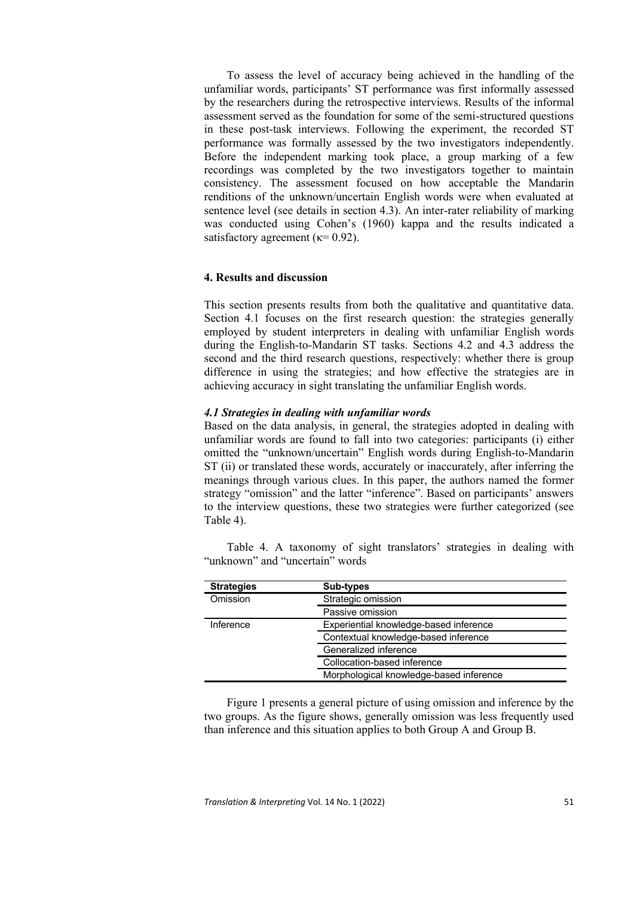To assess the level of accuracy being achieved in the handling of the unfamiliar words, participants' ST performance was first informally assessed by the researchers during the retrospective interviews. Results of the informal assessment served as the foundation for some of the semi-structured questions in these post-task interviews. Following the experiment, the recorded ST performance was formally assessed by the two investigators independently. Before the independent marking took place, a group marking of a few recordings was completed by the two investigators together to maintain consistency. The assessment focused on how acceptable the Mandarin renditions of the unknown/uncertain English words were when evaluated at sentence level (see details in section 4.3). An inter-rater reliability of marking was conducted using Cohen's (1960) kappa and the results indicated a satisfactory agreement ($\kappa = 0.92$).

## 4. Results and discussion

This section presents results from both the qualitative and quantitative data. Section 4.1 focuses on the first research question: the strategies generally employed by student interpreters in dealing with unfamiliar English words during the English-to-Mandarin ST tasks. Sections 4.2 and 4.3 address the second and the third research questions, respectively: whether there is group difference in using the strategies; and how effective the strategies are in achieving accuracy in sight translating the unfamiliar English words.

### *4.1 Strategies in dealing with unfamiliar words*

Based on the data analysis, in general, the strategies adopted in dealing with unfamiliar words are found to fall into two categories: participants (i) either omitted the "unknown/uncertain" English words during English-to-Mandarin ST (ii) or translated these words, accurately or inaccurately, after inferring the meanings through various clues. In this paper, the authors named the former strategy "omission" and the latter "inference". Based on participants' answers to the interview questions, these two strategies were further categorized (see Table 4).

Table 4. A taxonomy of sight translators' strategies in dealing with "unknown" and "uncertain" words

| Strategies | Sub-types |
|---|---|
| Omission | Strategic omission |
| | Passive omission |
| Inference | Experiential knowledge-based inference |
| | Contextual knowledge-based inference |
| | Generalized inference |
| | Collocation-based inference |
| | Morphological knowledge-based inference |

Figure 1 presents a general picture of using omission and inference by the two groups. As the figure shows, generally omission was less frequently used than inference and this situation applies to both Group A and Group B.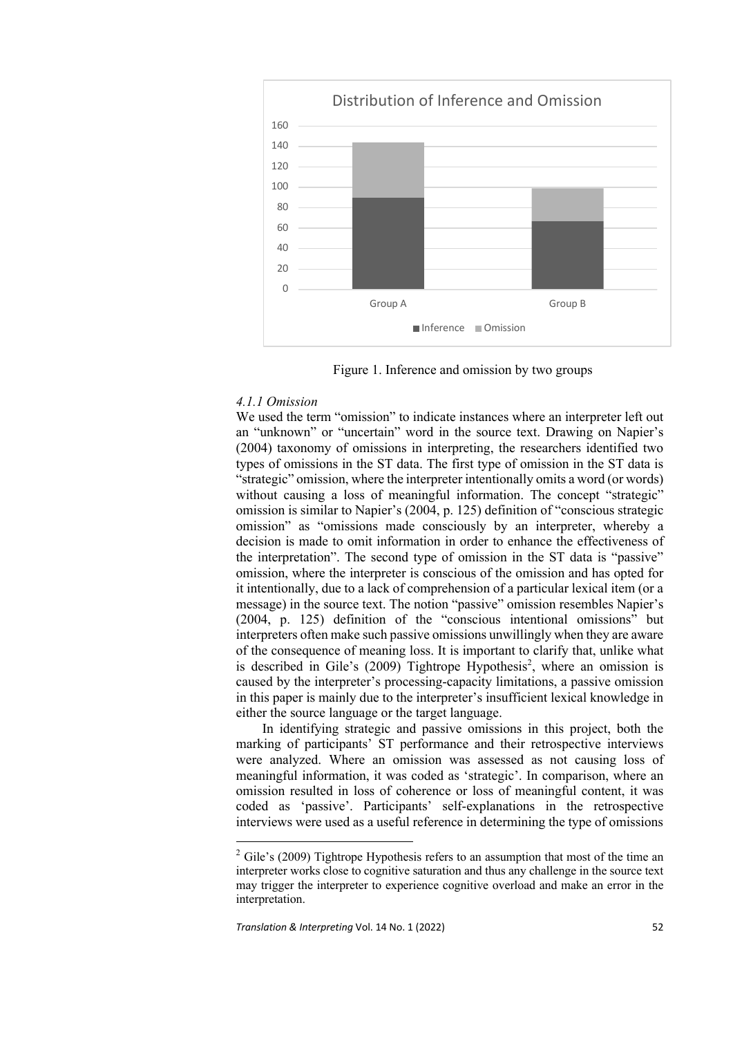Distribution of Inference and Omission

160
140
120
100
80
60
40
20
0

Group A
Group B

Inference
Omission

Figure 1. Inference and omission by two groups

#### *4.1.1 Omission*

We used the term "omission" to indicate instances where an interpreter left out an "unknown" or "uncertain" word in the source text. Drawing on Napier's (2004) taxonomy of omissions in interpreting, the researchers identified two types of omissions in the ST data. The first type of omission in the ST data is "strategic" omission, where the interpreter intentionally omits a word (or words) without causing a loss of meaningful information. The concept "strategic" omission is similar to Napier's (2004, p. 125) definition of "conscious strategic omission" as "omissions made consciously by an interpreter, whereby a decision is made to omit information in order to enhance the effectiveness of the interpretation". The second type of omission in the ST data is "passive" omission, where the interpreter is conscious of the omission and has opted for it intentionally, due to a lack of comprehension of a particular lexical item (or a message) in the source text. The notion "passive" omission resembles Napier's (2004, p. 125) definition of the "conscious intentional omissions" but interpreters often make such passive omissions unwillingly when they are aware of the consequence of meaning loss. It is important to clarify that, unlike what is described in Gile's (2009) Tightrope Hypothesis[2], where an omission is caused by the interpreter's processing-capacity limitations, a passive omission in this paper is mainly due to the interpreter's insufficient lexical knowledge in either the source language or the target language.

In identifying strategic and passive omissions in this project, both the marking of participants' ST performance and their retrospective interviews were analyzed. Where an omission was assessed as not causing loss of meaningful information, it was coded as 'strategic'. In comparison, where an omission resulted in loss of coherence or loss of meaningful content, it was coded as 'passive'. Participants' self-explanations in the retrospective interviews were used as a useful reference in determining the type of omissions

[2] Gile's (2009) Tightrope Hypothesis refers to an assumption that most of the time an interpreter works close to cognitive saturation and thus any challenge in the source text may trigger the interpreter to experience cognitive overload and make an error in the interpretation.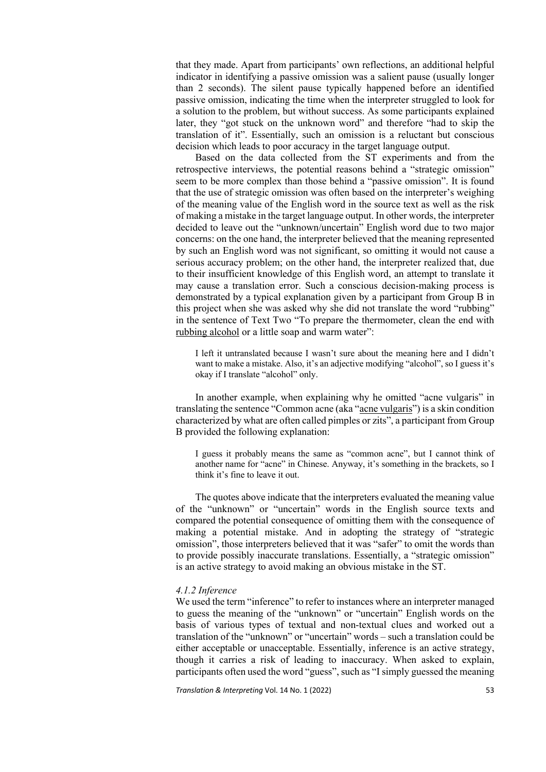that they made. Apart from participants' own reflections, an additional helpful indicator in identifying a passive omission was a salient pause (usually longer than 2 seconds). The silent pause typically happened before an identified passive omission, indicating the time when the interpreter struggled to look for a solution to the problem, but without success. As some participants explained later, they "got stuck on the unknown word" and therefore "had to skip the translation of it". Essentially, such an omission is a reluctant but conscious decision which leads to poor accuracy in the target language output.

Based on the data collected from the ST experiments and from the retrospective interviews, the potential reasons behind a "strategic omission" seem to be more complex than those behind a "passive omission". It is found that the use of strategic omission was often based on the interpreter's weighing of the meaning value of the English word in the source text as well as the risk of making a mistake in the target language output. In other words, the interpreter decided to leave out the "unknown/uncertain" English word due to two major concerns: on the one hand, the interpreter believed that the meaning represented by such an English word was not significant, so omitting it would not cause a serious accuracy problem; on the other hand, the interpreter realized that, due to their insufficient knowledge of this English word, an attempt to translate it may cause a translation error. Such a conscious decision-making process is demonstrated by a typical explanation given by a participant from Group B in this project when she was asked why she did not translate the word "rubbing" in the sentence of Text Two "To prepare the thermometer, clean the end with rubbing alcohol or a little soap and warm water":

> I left it untranslated because I wasn't sure about the meaning here and I didn't want to make a mistake. Also, it's an adjective modifying "alcohol", so I guess it's okay if I translate "alcohol" only.

In another example, when explaining why he omitted "acne vulgaris" in translating the sentence "Common acne (aka "acne vulgaris") is a skin condition characterized by what are often called pimples or zits", a participant from Group B provided the following explanation:

> I guess it probably means the same as "common acne", but I cannot think of another name for "acne" in Chinese. Anyway, it's something in the brackets, so I think it's fine to leave it out.

The quotes above indicate that the interpreters evaluated the meaning value of the "unknown" or "uncertain" words in the English source texts and compared the potential consequence of omitting them with the consequence of making a potential mistake. And in adopting the strategy of "strategic omission", those interpreters believed that it was "safer" to omit the words than to provide possibly inaccurate translations. Essentially, a "strategic omission" is an active strategy to avoid making an obvious mistake in the ST.

#### *4.1.2 Inference*

We used the term "inference" to refer to instances where an interpreter managed to guess the meaning of the "unknown" or "uncertain" English words on the basis of various types of textual and non-textual clues and worked out a translation of the "unknown" or "uncertain" words – such a translation could be either acceptable or unacceptable. Essentially, inference is an active strategy, though it carries a risk of leading to inaccuracy. When asked to explain, participants often used the word "guess", such as "I simply guessed the meaning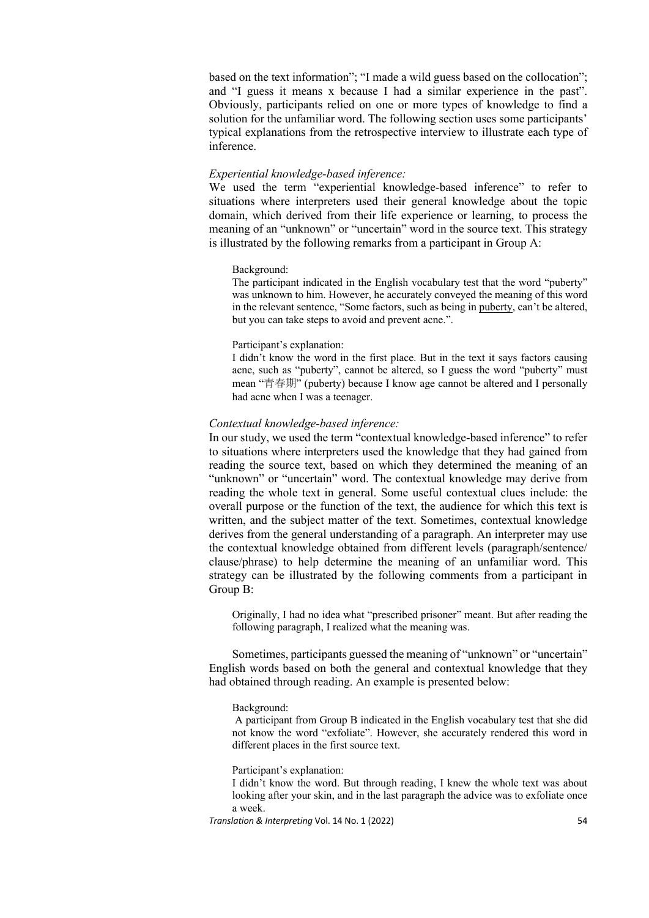based on the text information"; "I made a wild guess based on the collocation"; and "I guess it means x because I had a similar experience in the past". Obviously, participants relied on one or more types of knowledge to find a solution for the unfamiliar word. The following section uses some participants' typical explanations from the retrospective interview to illustrate each type of inference.

*Experiential knowledge-based inference:*

We used the term "experiential knowledge-based inference" to refer to situations where interpreters used their general knowledge about the topic domain, which derived from their life experience or learning, to process the meaning of an "unknown" or "uncertain" word in the source text. This strategy is illustrated by the following remarks from a participant in Group A:

> Background:
>
> The participant indicated in the English vocabulary test that the word "puberty" was unknown to him. However, he accurately conveyed the meaning of this word in the relevant sentence, "Some factors, such as being in <u>puberty</u>, can't be altered, but you can take steps to avoid and prevent acne.".
>
> Participant's explanation:
>
> I didn't know the word in the first place. But in the text it says factors causing acne, such as "puberty", cannot be altered, so I guess the word "puberty" must mean "青春期" (puberty) because I know age cannot be altered and I personally had acne when I was a teenager.

*Contextual knowledge-based inference:*

In our study, we used the term "contextual knowledge-based inference" to refer to situations where interpreters used the knowledge that they had gained from reading the source text, based on which they determined the meaning of an "unknown" or "uncertain" word. The contextual knowledge may derive from reading the whole text in general. Some useful contextual clues include: the overall purpose or the function of the text, the audience for which this text is written, and the subject matter of the text. Sometimes, contextual knowledge derives from the general understanding of a paragraph. An interpreter may use the contextual knowledge obtained from different levels (paragraph/sentence/clause/phrase) to help determine the meaning of an unfamiliar word. This strategy can be illustrated by the following comments from a participant in Group B:

> Originally, I had no idea what "prescribed prisoner" meant. But after reading the following paragraph, I realized what the meaning was.

Sometimes, participants guessed the meaning of "unknown" or "uncertain" English words based on both the general and contextual knowledge that they had obtained through reading. An example is presented below:

> Background:
>
> A participant from Group B indicated in the English vocabulary test that she did not know the word "exfoliate". However, she accurately rendered this word in different places in the first source text.
>
> Participant's explanation:
>
> I didn't know the word. But through reading, I knew the whole text was about looking after your skin, and in the last paragraph the advice was to exfoliate once a week.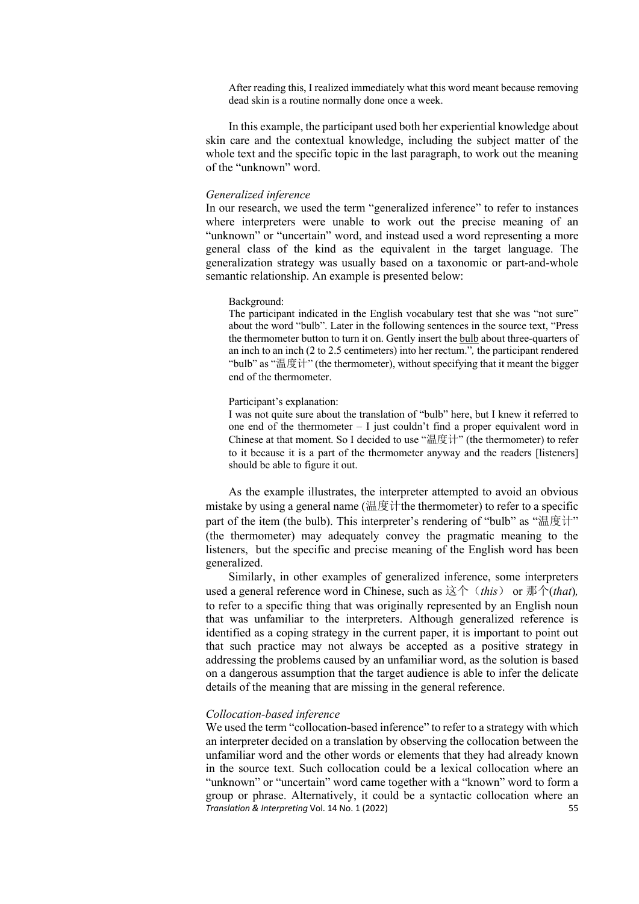After reading this, I realized immediately what this word meant because removing dead skin is a routine normally done once a week.

In this example, the participant used both her experiential knowledge about skin care and the contextual knowledge, including the subject matter of the whole text and the specific topic in the last paragraph, to work out the meaning of the "unknown" word.

*Generalized inference*

In our research, we used the term "generalized inference" to refer to instances where interpreters were unable to work out the precise meaning of an "unknown" or "uncertain" word, and instead used a word representing a more general class of the kind as the equivalent in the target language. The generalization strategy was usually based on a taxonomic or part-and-whole semantic relationship. An example is presented below:

> Background:
> The participant indicated in the English vocabulary test that she was "not sure" about the word "bulb". Later in the following sentences in the source text, "Press the thermometer button to turn it on. Gently insert the bulb about three-quarters of an inch to an inch (2 to 2.5 centimeters) into her rectum.", the participant rendered "bulb" as "温度计" (the thermometer), without specifying that it meant the bigger end of the thermometer.
>
> Participant's explanation:
> I was not quite sure about the translation of "bulb" here, but I knew it referred to one end of the thermometer – I just couldn't find a proper equivalent word in Chinese at that moment. So I decided to use "温度计" (the thermometer) to refer to it because it is a part of the thermometer anyway and the readers [listeners] should be able to figure it out.

As the example illustrates, the interpreter attempted to avoid an obvious mistake by using a general name (温度计the thermometer) to refer to a specific part of the item (the bulb). This interpreter's rendering of "bulb" as "温度计" (the thermometer) may adequately convey the pragmatic meaning to the listeners, but the specific and precise meaning of the English word has been generalized.

Similarly, in other examples of generalized inference, some interpreters used a general reference word in Chinese, such as 这个（*this*） or 那个(*that*), to refer to a specific thing that was originally represented by an English noun that was unfamiliar to the interpreters. Although generalized reference is identified as a coping strategy in the current paper, it is important to point out that such practice may not always be accepted as a positive strategy in addressing the problems caused by an unfamiliar word, as the solution is based on a dangerous assumption that the target audience is able to infer the delicate details of the meaning that are missing in the general reference.

*Collocation-based inference*

We used the term "collocation-based inference" to refer to a strategy with which an interpreter decided on a translation by observing the collocation between the unfamiliar word and the other words or elements that they had already known in the source text. Such collocation could be a lexical collocation where an "unknown" or "uncertain" word came together with a "known" word to form a group or phrase. Alternatively, it could be a syntactic collocation where an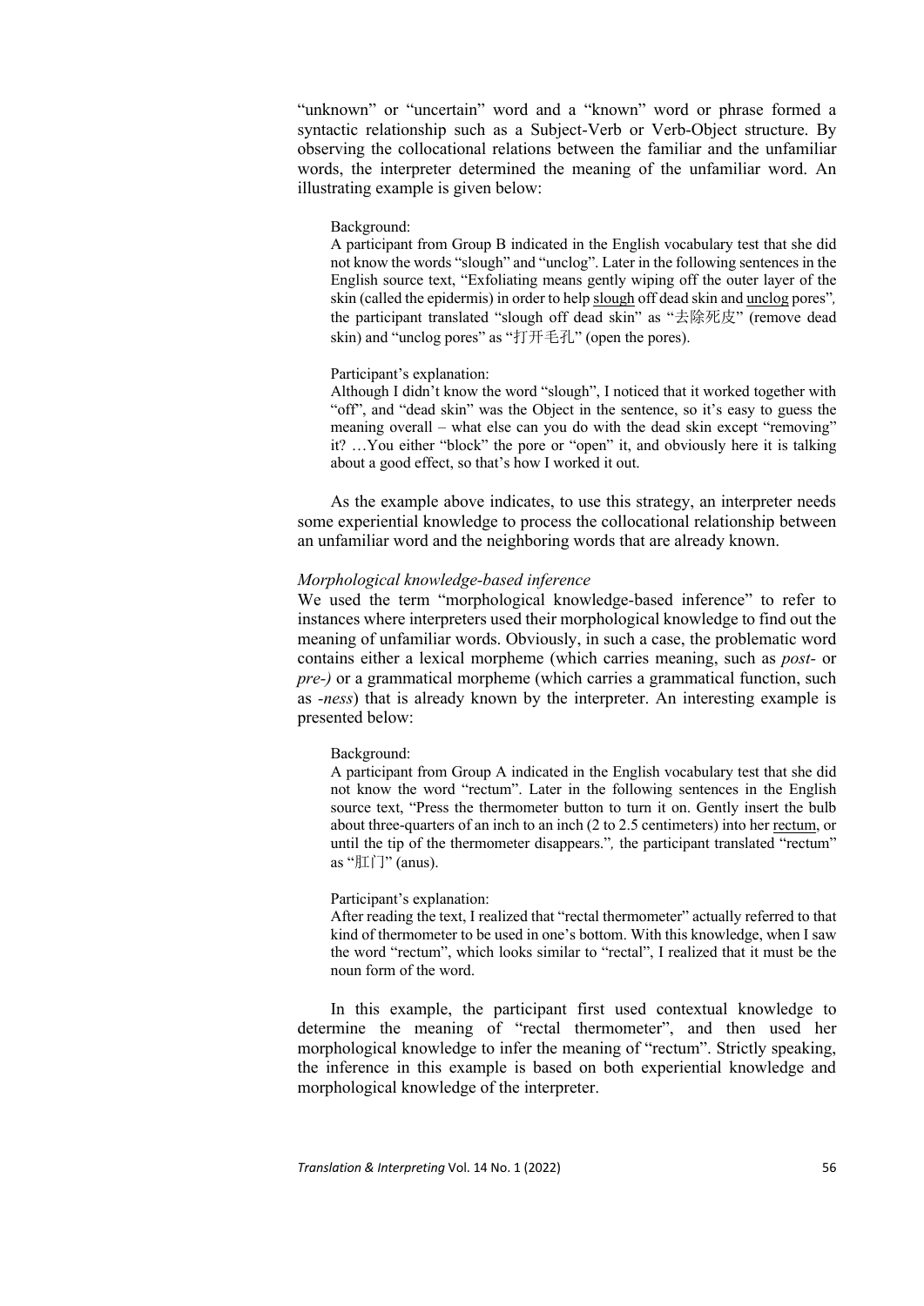"unknown" or "uncertain" word and a "known" word or phrase formed a syntactic relationship such as a Subject-Verb or Verb-Object structure. By observing the collocational relations between the familiar and the unfamiliar words, the interpreter determined the meaning of the unfamiliar word. An illustrating example is given below:

> Background:
> A participant from Group B indicated in the English vocabulary test that she did not know the words "slough" and "unclog". Later in the following sentences in the English source text, "Exfoliating means gently wiping off the outer layer of the skin (called the epidermis) in order to help <u>slough</u> off dead skin and <u>unclog</u> pores", the participant translated "slough off dead skin" as "去除死皮" (remove dead skin) and "unclog pores" as "打开毛孔" (open the pores).
>
> Participant's explanation:
> Although I didn't know the word "slough", I noticed that it worked together with "off", and "dead skin" was the Object in the sentence, so it's easy to guess the meaning overall – what else can you do with the dead skin except "removing" it? …You either "block" the pore or "open" it, and obviously here it is talking about a good effect, so that's how I worked it out.

As the example above indicates, to use this strategy, an interpreter needs some experiential knowledge to process the collocational relationship between an unfamiliar word and the neighboring words that are already known.

*Morphological knowledge-based inference*

We used the term "morphological knowledge-based inference" to refer to instances where interpreters used their morphological knowledge to find out the meaning of unfamiliar words. Obviously, in such a case, the problematic word contains either a lexical morpheme (which carries meaning, such as *post-* or *pre-)* or a grammatical morpheme (which carries a grammatical function, such as *-ness*) that is already known by the interpreter. An interesting example is presented below:

> Background:
> A participant from Group A indicated in the English vocabulary test that she did not know the word "rectum". Later in the following sentences in the English source text, "Press the thermometer button to turn it on. Gently insert the bulb about three-quarters of an inch to an inch (2 to 2.5 centimeters) into her <u>rectum</u>, or until the tip of the thermometer disappears.", the participant translated "rectum" as "肛门" (anus).
>
> Participant's explanation:
> After reading the text, I realized that "rectal thermometer" actually referred to that kind of thermometer to be used in one's bottom. With this knowledge, when I saw the word "rectum", which looks similar to "rectal", I realized that it must be the noun form of the word.

In this example, the participant first used contextual knowledge to determine the meaning of "rectal thermometer", and then used her morphological knowledge to infer the meaning of "rectum". Strictly speaking, the inference in this example is based on both experiential knowledge and morphological knowledge of the interpreter.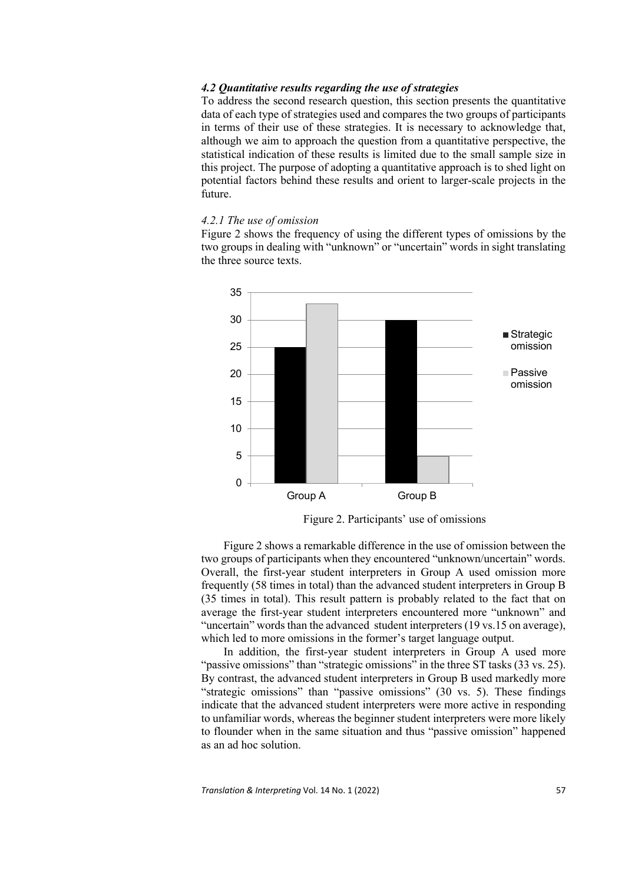### *4.2 Quantitative results regarding the use of strategies*

To address the second research question, this section presents the quantitative data of each type of strategies used and compares the two groups of participants in terms of their use of these strategies. It is necessary to acknowledge that, although we aim to approach the question from a quantitative perspective, the statistical indication of these results is limited due to the small sample size in this project. The purpose of adopting a quantitative approach is to shed light on potential factors behind these results and orient to larger-scale projects in the future.

#### *4.2.1 The use of omission*

Figure 2 shows the frequency of using the different types of omissions by the two groups in dealing with "unknown" or "uncertain" words in sight translating the three source texts.

35
30
25
20
15
10
5
0
Group A
Group B
Strategic omission
Passive omission

Figure 2. Participants' use of omissions

Figure 2 shows a remarkable difference in the use of omission between the two groups of participants when they encountered "unknown/uncertain" words. Overall, the first-year student interpreters in Group A used omission more frequently (58 times in total) than the advanced student interpreters in Group B (35 times in total). This result pattern is probably related to the fact that on average the first-year student interpreters encountered more "unknown" and "uncertain" words than the advanced student interpreters (19 vs.15 on average), which led to more omissions in the former's target language output.

In addition, the first-year student interpreters in Group A used more "passive omissions" than "strategic omissions" in the three ST tasks (33 vs. 25). By contrast, the advanced student interpreters in Group B used markedly more "strategic omissions" than "passive omissions" (30 vs. 5). These findings indicate that the advanced student interpreters were more active in responding to unfamiliar words, whereas the beginner student interpreters were more likely to flounder when in the same situation and thus "passive omission" happened as an ad hoc solution.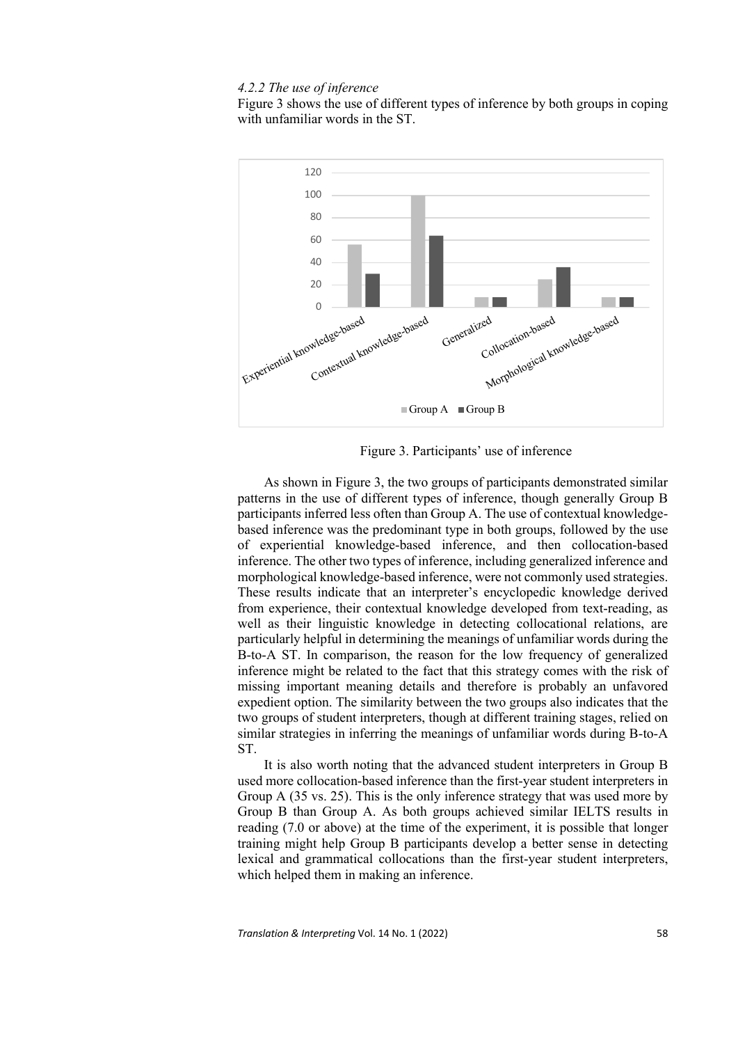*4.2.2 The use of inference*

Figure 3 shows the use of different types of inference by both groups in coping with unfamiliar words in the ST.

Figure 3. Participants' use of inference

As shown in Figure 3, the two groups of participants demonstrated similar patterns in the use of different types of inference, though generally Group B participants inferred less often than Group A. The use of contextual knowledge-based inference was the predominant type in both groups, followed by the use of experiential knowledge-based inference, and then collocation-based inference. The other two types of inference, including generalized inference and morphological knowledge-based inference, were not commonly used strategies. These results indicate that an interpreter's encyclopedic knowledge derived from experience, their contextual knowledge developed from text-reading, as well as their linguistic knowledge in detecting collocational relations, are particularly helpful in determining the meanings of unfamiliar words during the B-to-A ST. In comparison, the reason for the low frequency of generalized inference might be related to the fact that this strategy comes with the risk of missing important meaning details and therefore is probably an unfavored expedient option. The similarity between the two groups also indicates that the two groups of student interpreters, though at different training stages, relied on similar strategies in inferring the meanings of unfamiliar words during B-to-A ST.

It is also worth noting that the advanced student interpreters in Group B used more collocation-based inference than the first-year student interpreters in Group A (35 vs. 25). This is the only inference strategy that was used more by Group B than Group A. As both groups achieved similar IELTS results in reading (7.0 or above) at the time of the experiment, it is possible that longer training might help Group B participants develop a better sense in detecting lexical and grammatical collocations than the first-year student interpreters, which helped them in making an inference.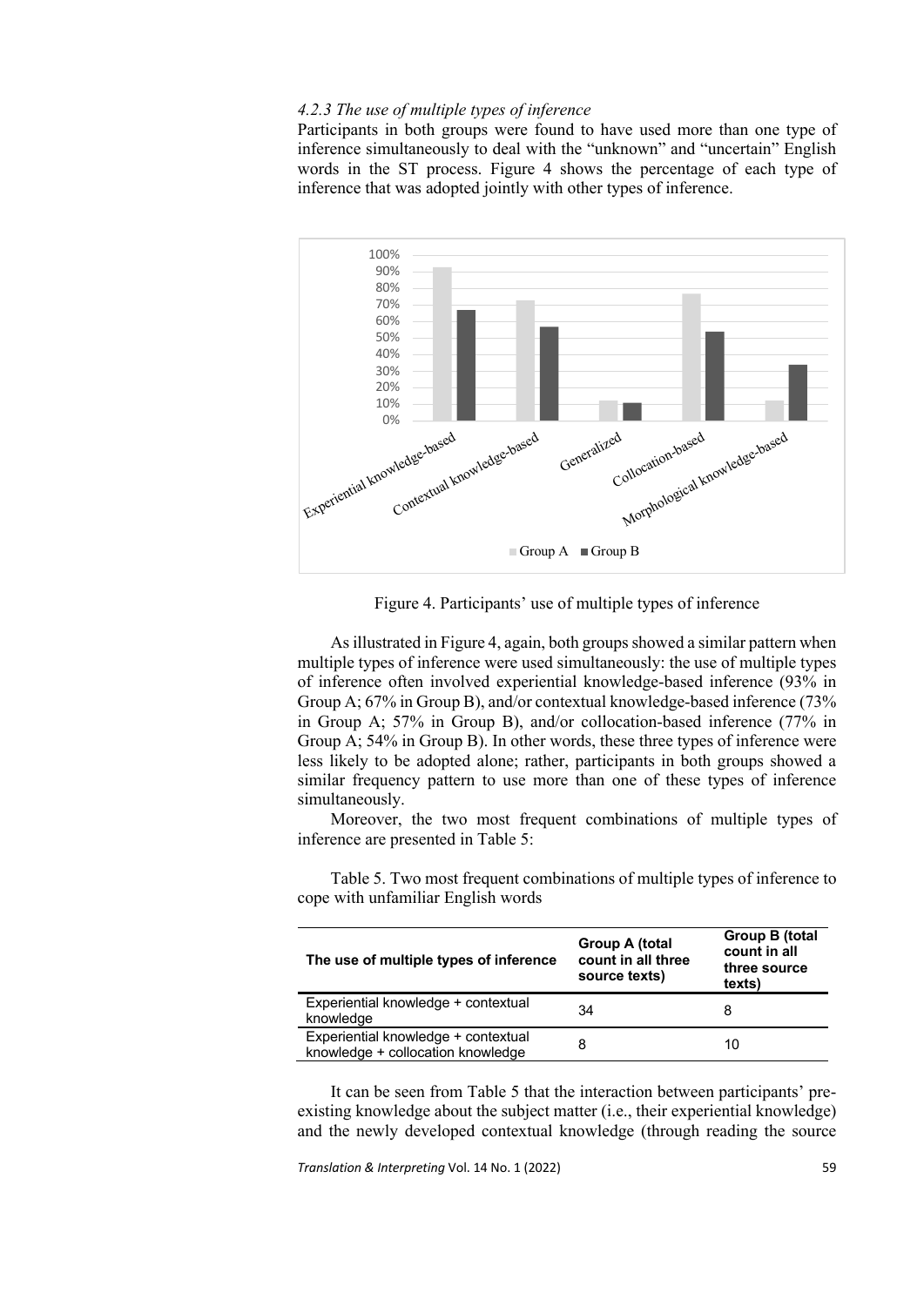### *4.2.3 The use of multiple types of inference*

Participants in both groups were found to have used more than one type of inference simultaneously to deal with the "unknown" and "uncertain" English words in the ST process. Figure 4 shows the percentage of each type of inference that was adopted jointly with other types of inference.

100%
90%
80%
70%
60%
50%
40%
30%
20%
10%
0%

Experiential knowledge-based
Contextual knowledge-based
Generalized
Collocation-based
Morphological knowledge-based

Group A
Group B

Figure 4. Participants' use of multiple types of inference

As illustrated in Figure 4, again, both groups showed a similar pattern when multiple types of inference were used simultaneously: the use of multiple types of inference often involved experiential knowledge-based inference (93% in Group A; 67% in Group B), and/or contextual knowledge-based inference (73% in Group A; 57% in Group B), and/or collocation-based inference (77% in Group A; 54% in Group B). In other words, these three types of inference were less likely to be adopted alone; rather, participants in both groups showed a similar frequency pattern to use more than one of these types of inference simultaneously.

Moreover, the two most frequent combinations of multiple types of inference are presented in Table 5:

Table 5. Two most frequent combinations of multiple types of inference to cope with unfamiliar English words

| The use of multiple types of inference | Group A (total count in all three source texts) | Group B (total count in all three source texts) |
| --- | --- | --- |
| Experiential knowledge + contextual knowledge | 34 | 8 |
| Experiential knowledge + contextual knowledge + collocation knowledge | 8 | 10 |

It can be seen from Table 5 that the interaction between participants' pre-existing knowledge about the subject matter (i.e., their experiential knowledge) and the newly developed contextual knowledge (through reading the source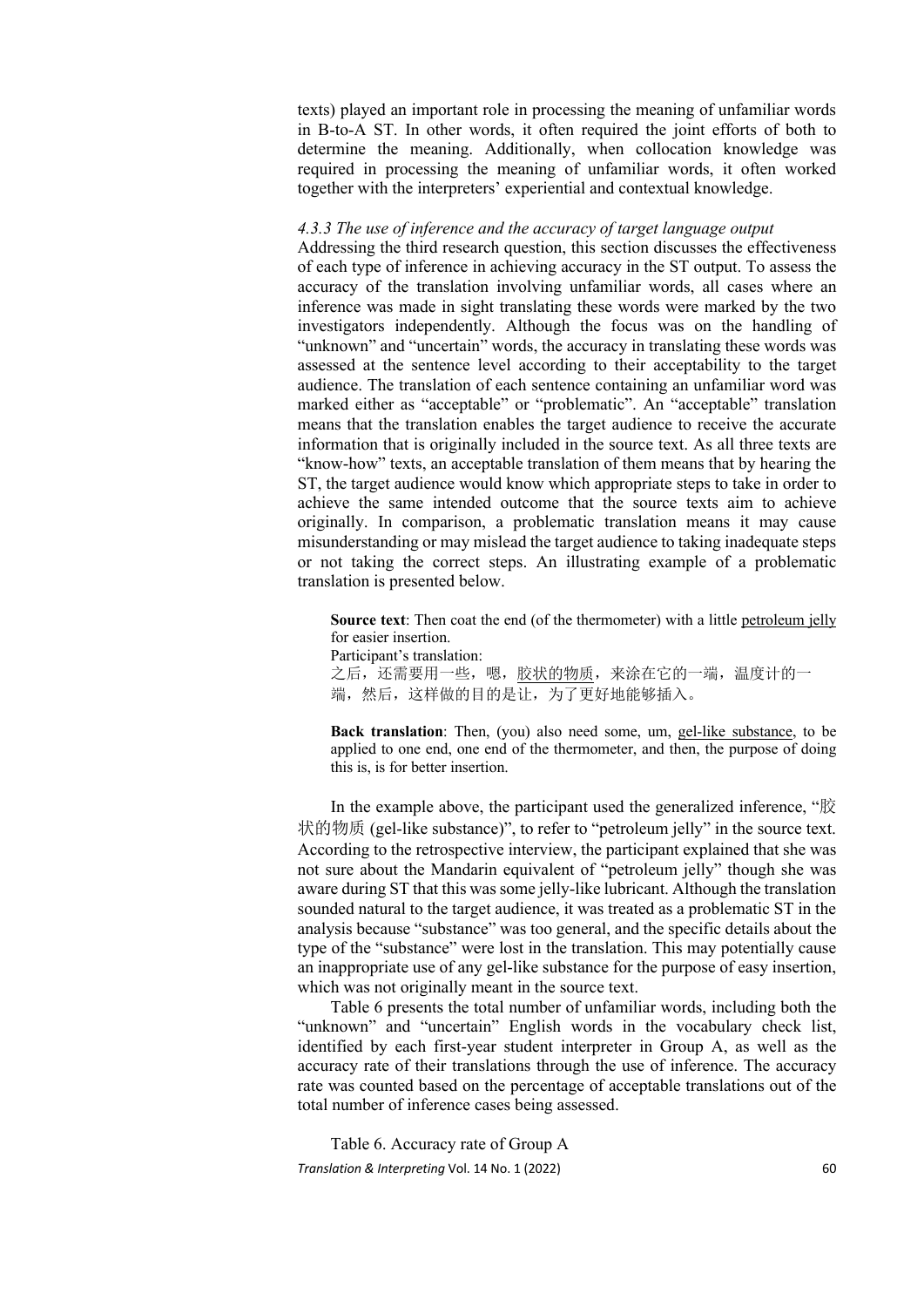texts) played an important role in processing the meaning of unfamiliar words in B-to-A ST. In other words, it often required the joint efforts of both to determine the meaning. Additionally, when collocation knowledge was required in processing the meaning of unfamiliar words, it often worked together with the interpreters' experiential and contextual knowledge.

### *4.3.3 The use of inference and the accuracy of target language output*

Addressing the third research question, this section discusses the effectiveness of each type of inference in achieving accuracy in the ST output. To assess the accuracy of the translation involving unfamiliar words, all cases where an inference was made in sight translating these words were marked by the two investigators independently. Although the focus was on the handling of "unknown" and "uncertain" words, the accuracy in translating these words was assessed at the sentence level according to their acceptability to the target audience. The translation of each sentence containing an unfamiliar word was marked either as "acceptable" or "problematic". An "acceptable" translation means that the translation enables the target audience to receive the accurate information that is originally included in the source text. As all three texts are "know-how" texts, an acceptable translation of them means that by hearing the ST, the target audience would know which appropriate steps to take in order to achieve the same intended outcome that the source texts aim to achieve originally. In comparison, a problematic translation means it may cause misunderstanding or may mislead the target audience to taking inadequate steps or not taking the correct steps. An illustrating example of a problematic translation is presented below.

> **Source text**: Then coat the end (of the thermometer) with a little petroleum jelly for easier insertion.
> Participant's translation:
> 之后，还需要用一些，嗯，胶状的物质，来涂在它的一端，温度计的一端，然后，这样做的目的是让，为了更好地能够插入。
>
> **Back translation**: Then, (you) also need some, um, gel-like substance, to be applied to one end, one end of the thermometer, and then, the purpose of doing this is, is for better insertion.

In the example above, the participant used the generalized inference, "胶状的物质 (gel-like substance)", to refer to "petroleum jelly" in the source text. According to the retrospective interview, the participant explained that she was not sure about the Mandarin equivalent of "petroleum jelly" though she was aware during ST that this was some jelly-like lubricant. Although the translation sounded natural to the target audience, it was treated as a problematic ST in the analysis because "substance" was too general, and the specific details about the type of the "substance" were lost in the translation. This may potentially cause an inappropriate use of any gel-like substance for the purpose of easy insertion, which was not originally meant in the source text.

Table 6 presents the total number of unfamiliar words, including both the "unknown" and "uncertain" English words in the vocabulary check list, identified by each first-year student interpreter in Group A, as well as the accuracy rate of their translations through the use of inference. The accuracy rate was counted based on the percentage of acceptable translations out of the total number of inference cases being assessed.

Table 6. Accuracy rate of Group A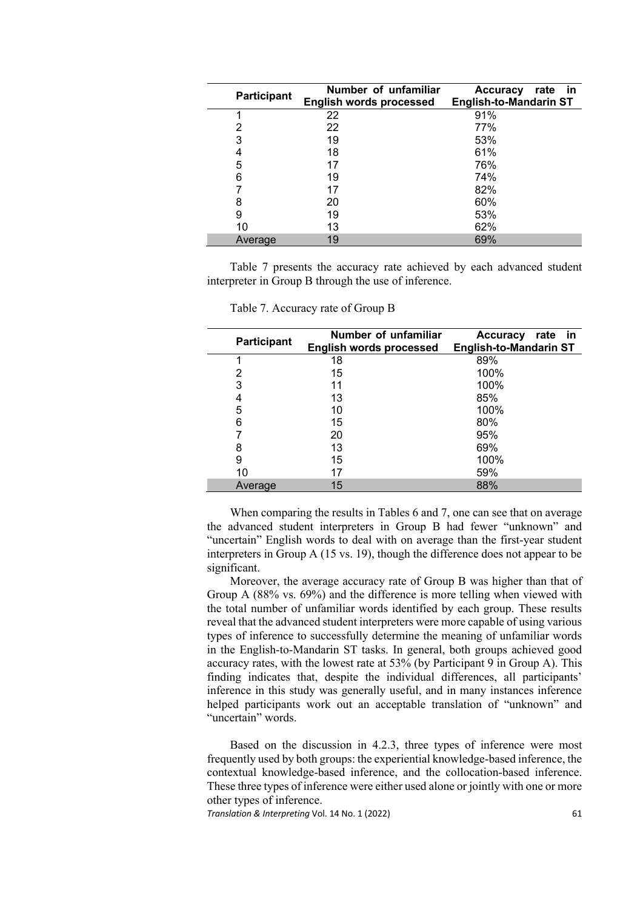| Participant | Number of unfamiliar English words processed | Accuracy rate in English-to-Mandarin ST |
|---|---|---|
| 1 | 22 | 91% |
| 2 | 22 | 77% |
| 3 | 19 | 53% |
| 4 | 18 | 61% |
| 5 | 17 | 76% |
| 6 | 19 | 74% |
| 7 | 17 | 82% |
| 8 | 20 | 60% |
| 9 | 19 | 53% |
| 10 | 13 | 62% |
| Average | 19 | 69% |

Table 7 presents the accuracy rate achieved by each advanced student interpreter in Group B through the use of inference.

Table 7. Accuracy rate of Group B

| Participant | Number of unfamiliar English words processed | Accuracy rate in English-to-Mandarin ST |
|---|---|---|
| 1 | 18 | 89% |
| 2 | 15 | 100% |
| 3 | 11 | 100% |
| 4 | 13 | 85% |
| 5 | 10 | 100% |
| 6 | 15 | 80% |
| 7 | 20 | 95% |
| 8 | 13 | 69% |
| 9 | 15 | 100% |
| 10 | 17 | 59% |
| Average | 15 | 88% |

When comparing the results in Tables 6 and 7, one can see that on average the advanced student interpreters in Group B had fewer "unknown" and "uncertain" English words to deal with on average than the first-year student interpreters in Group A (15 vs. 19), though the difference does not appear to be significant.

Moreover, the average accuracy rate of Group B was higher than that of Group A (88% vs. 69%) and the difference is more telling when viewed with the total number of unfamiliar words identified by each group. These results reveal that the advanced student interpreters were more capable of using various types of inference to successfully determine the meaning of unfamiliar words in the English-to-Mandarin ST tasks. In general, both groups achieved good accuracy rates, with the lowest rate at 53% (by Participant 9 in Group A). This finding indicates that, despite the individual differences, all participants' inference in this study was generally useful, and in many instances inference helped participants work out an acceptable translation of "unknown" and "uncertain" words.

Based on the discussion in 4.2.3, three types of inference were most frequently used by both groups: the experiential knowledge-based inference, the contextual knowledge-based inference, and the collocation-based inference. These three types of inference were either used alone or jointly with one or more other types of inference.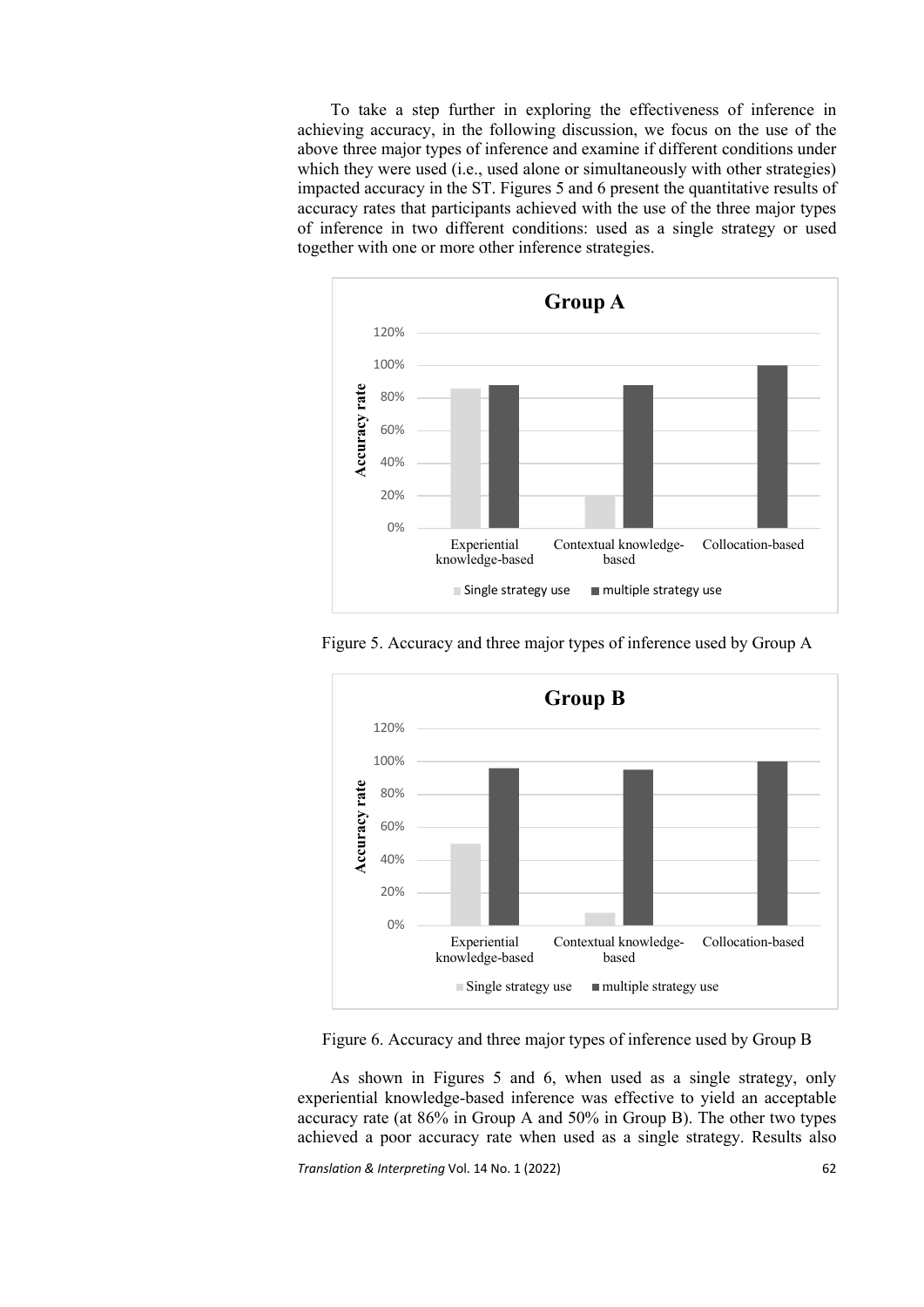To take a step further in exploring the effectiveness of inference in achieving accuracy, in the following discussion, we focus on the use of the above three major types of inference and examine if different conditions under which they were used (i.e., used alone or simultaneously with other strategies) impacted accuracy in the ST. Figures 5 and 6 present the quantitative results of accuracy rates that participants achieved with the use of the three major types of inference in two different conditions: used as a single strategy or used together with one or more other inference strategies.

Figure 5. Accuracy and three major types of inference used by Group A

Figure 6. Accuracy and three major types of inference used by Group B

As shown in Figures 5 and 6, when used as a single strategy, only experiential knowledge-based inference was effective to yield an acceptable accuracy rate (at 86% in Group A and 50% in Group B). The other two types achieved a poor accuracy rate when used as a single strategy. Results also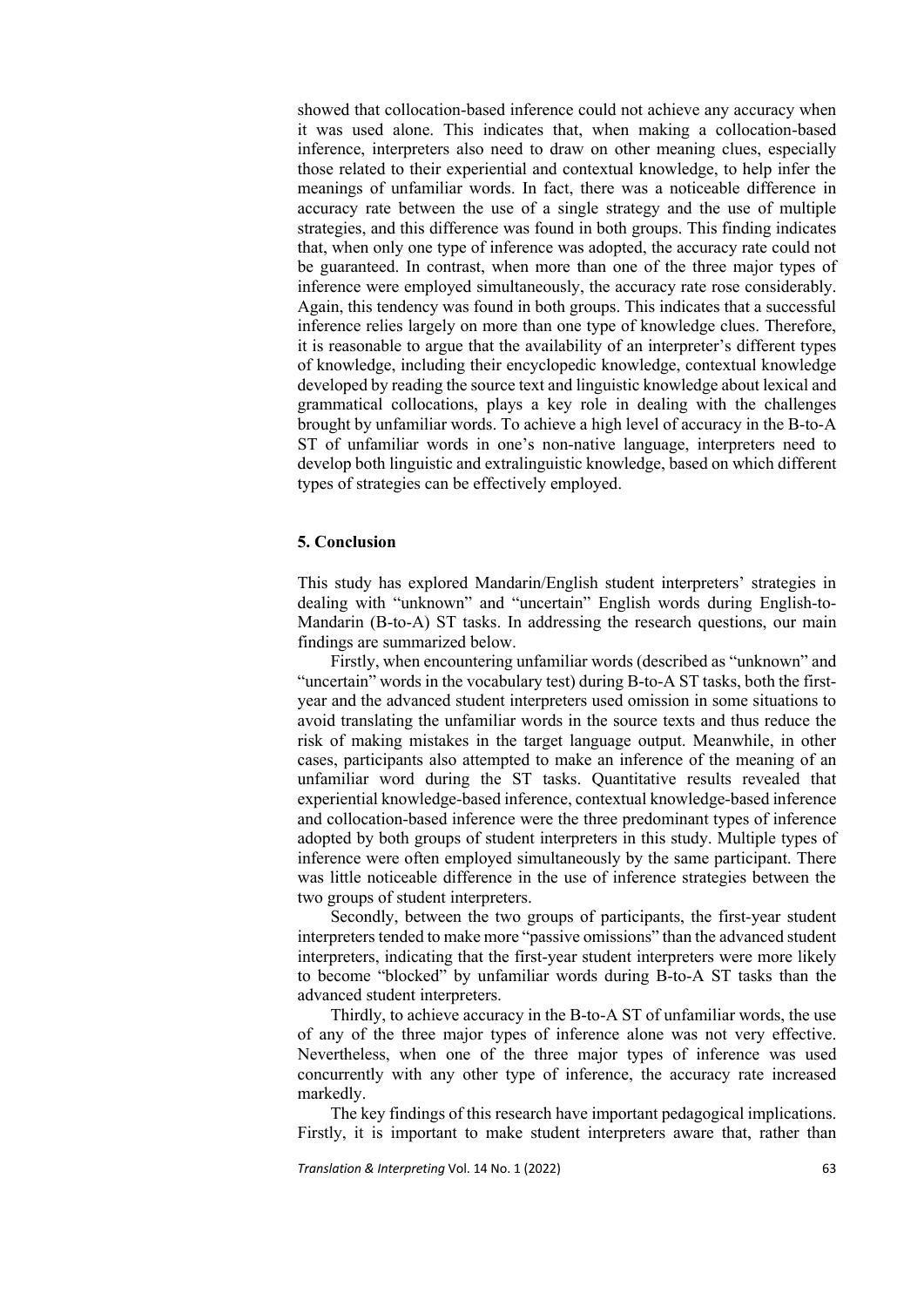showed that collocation-based inference could not achieve any accuracy when it was used alone. This indicates that, when making a collocation-based inference, interpreters also need to draw on other meaning clues, especially those related to their experiential and contextual knowledge, to help infer the meanings of unfamiliar words. In fact, there was a noticeable difference in accuracy rate between the use of a single strategy and the use of multiple strategies, and this difference was found in both groups. This finding indicates that, when only one type of inference was adopted, the accuracy rate could not be guaranteed. In contrast, when more than one of the three major types of inference were employed simultaneously, the accuracy rate rose considerably. Again, this tendency was found in both groups. This indicates that a successful inference relies largely on more than one type of knowledge clues. Therefore, it is reasonable to argue that the availability of an interpreter's different types of knowledge, including their encyclopedic knowledge, contextual knowledge developed by reading the source text and linguistic knowledge about lexical and grammatical collocations, plays a key role in dealing with the challenges brought by unfamiliar words. To achieve a high level of accuracy in the B-to-A ST of unfamiliar words in one's non-native language, interpreters need to develop both linguistic and extralinguistic knowledge, based on which different types of strategies can be effectively employed.

## 5. Conclusion

This study has explored Mandarin/English student interpreters' strategies in dealing with "unknown" and "uncertain" English words during English-to-Mandarin (B-to-A) ST tasks. In addressing the research questions, our main findings are summarized below.

Firstly, when encountering unfamiliar words (described as "unknown" and "uncertain" words in the vocabulary test) during B-to-A ST tasks, both the first-year and the advanced student interpreters used omission in some situations to avoid translating the unfamiliar words in the source texts and thus reduce the risk of making mistakes in the target language output. Meanwhile, in other cases, participants also attempted to make an inference of the meaning of an unfamiliar word during the ST tasks. Quantitative results revealed that experiential knowledge-based inference, contextual knowledge-based inference and collocation-based inference were the three predominant types of inference adopted by both groups of student interpreters in this study. Multiple types of inference were often employed simultaneously by the same participant. There was little noticeable difference in the use of inference strategies between the two groups of student interpreters.

Secondly, between the two groups of participants, the first-year student interpreters tended to make more "passive omissions" than the advanced student interpreters, indicating that the first-year student interpreters were more likely to become "blocked" by unfamiliar words during B-to-A ST tasks than the advanced student interpreters.

Thirdly, to achieve accuracy in the B-to-A ST of unfamiliar words, the use of any of the three major types of inference alone was not very effective. Nevertheless, when one of the three major types of inference was used concurrently with any other type of inference, the accuracy rate increased markedly.

The key findings of this research have important pedagogical implications. Firstly, it is important to make student interpreters aware that, rather than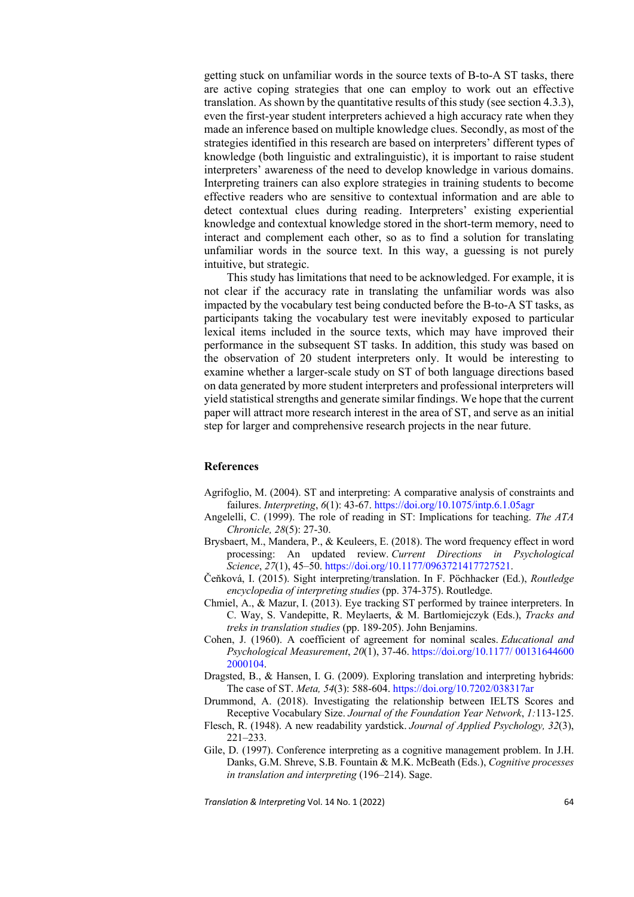getting stuck on unfamiliar words in the source texts of B-to-A ST tasks, there are active coping strategies that one can employ to work out an effective translation. As shown by the quantitative results of this study (see section 4.3.3), even the first-year student interpreters achieved a high accuracy rate when they made an inference based on multiple knowledge clues. Secondly, as most of the strategies identified in this research are based on interpreters' different types of knowledge (both linguistic and extralinguistic), it is important to raise student interpreters' awareness of the need to develop knowledge in various domains. Interpreting trainers can also explore strategies in training students to become effective readers who are sensitive to contextual information and are able to detect contextual clues during reading. Interpreters' existing experiential knowledge and contextual knowledge stored in the short-term memory, need to interact and complement each other, so as to find a solution for translating unfamiliar words in the source text. In this way, a guessing is not purely intuitive, but strategic.

This study has limitations that need to be acknowledged. For example, it is not clear if the accuracy rate in translating the unfamiliar words was also impacted by the vocabulary test being conducted before the B-to-A ST tasks, as participants taking the vocabulary test were inevitably exposed to particular lexical items included in the source texts, which may have improved their performance in the subsequent ST tasks. In addition, this study was based on the observation of 20 student interpreters only. It would be interesting to examine whether a larger-scale study on ST of both language directions based on data generated by more student interpreters and professional interpreters will yield statistical strengths and generate similar findings. We hope that the current paper will attract more research interest in the area of ST, and serve as an initial step for larger and comprehensive research projects in the near future.

## References

Agrifoglio, M. (2004). ST and interpreting: A comparative analysis of constraints and failures. *Interpreting*, *6*(1): 43-67. https://doi.org/10.1075/intp.6.1.05agr

Angelelli, C. (1999). The role of reading in ST: Implications for teaching. *The ATA Chronicle, 28*(5): 27-30.

Brysbaert, M., Mandera, P., & Keuleers, E. (2018). The word frequency effect in word processing: An updated review. *Current Directions in Psychological Science*, *27*(1), 45–50. https://doi.org/10.1177/0963721417727521.

Čeňková, I. (2015). Sight interpreting/translation. In F. Pöchhacker (Ed.), *Routledge encyclopedia of interpreting studies* (pp. 374-375). Routledge.

Chmiel, A., & Mazur, I. (2013). Eye tracking ST performed by trainee interpreters. In C. Way, S. Vandepitte, R. Meylaerts, & M. Bartłomiejczyk (Eds.), *Tracks and treks in translation studies* (pp. 189-205). John Benjamins.

Cohen, J. (1960). A coefficient of agreement for nominal scales. *Educational and Psychological Measurement*, *20*(1), 37-46. https://doi.org/10.1177/ 001316446002000104.

Dragsted, B., & Hansen, I. G. (2009). Exploring translation and interpreting hybrids: The case of ST. *Meta, 54*(3): 588-604. https://doi.org/10.7202/038317ar

Drummond, A. (2018). Investigating the relationship between IELTS Scores and Receptive Vocabulary Size. *Journal of the Foundation Year Network*, *1:*113-125.

Flesch, R. (1948). A new readability yardstick. *Journal of Applied Psychology, 32*(3), 221–233.

Gile, D. (1997). Conference interpreting as a cognitive management problem. In J.H. Danks, G.M. Shreve, S.B. Fountain & M.K. McBeath (Eds.), *Cognitive processes in translation and interpreting* (196–214). Sage.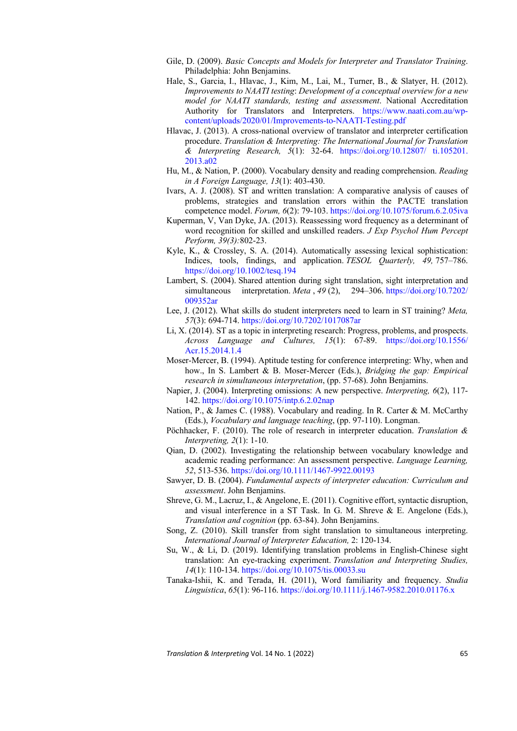Gile, D. (2009). *Basic Concepts and Models for Interpreter and Translator Training*. Philadelphia: John Benjamins.

Hale, S., Garcia, I., Hlavac, J., Kim, M., Lai, M., Turner, B., & Slatyer, H. (2012). *Improvements to NAATI testing*: *Development of a conceptual overview for a new model for NAATI standards, testing and assessment*. National Accreditation Authority for Translators and Interpreters. https://www.naati.com.au/wp-content/uploads/2020/01/Improvements-to-NAATI-Testing.pdf

Hlavac, J. (2013). A cross-national overview of translator and interpreter certification procedure. *Translation & Interpreting: The International Journal for Translation & Interpreting Research, 5*(1): 32-64. https://doi.org/10.12807/ ti.105201. 2013.a02

Hu, M., & Nation, P. (2000). Vocabulary density and reading comprehension. *Reading in A Foreign Language, 13*(1): 403-430.

Ivars, A. J. (2008). ST and written translation: A comparative analysis of causes of problems, strategies and translation errors within the PACTE translation competence model. *Forum, 6*(2): 79-103. https://doi.org/10.1075/forum.6.2.05iva

Kuperman, V, Van Dyke, JA. (2013). Reassessing word frequency as a determinant of word recognition for skilled and unskilled readers. *J Exp Psychol Hum Percept Perform, 39(3):*802-23.

Kyle, K., & Crossley, S. A. (2014). Automatically assessing lexical sophistication: Indices, tools, findings, and application. *TESOL Quarterly, 49,* 757–786. https://doi.org/10.1002/tesq.194

Lambert, S. (2004). Shared attention during sight translation, sight interpretation and simultaneous interpretation. *Meta* , *49* (2), 294–306. https://doi.org/10.7202/ 009352ar

Lee, J. (2012). What skills do student interpreters need to learn in ST training? *Meta, 57*(3): 694-714. https://doi.org/10.7202/1017087ar

Li, X. (2014). ST as a topic in interpreting research: Progress, problems, and prospects. *Across Language and Cultures, 15*(1): 67-89. https://doi.org/10.1556/ Acr.15.2014.1.4

Moser-Mercer, B. (1994). Aptitude testing for conference interpreting: Why, when and how., In S. Lambert & B. Moser-Mercer (Eds.), *Bridging the gap: Empirical research in simultaneous interpretation*, (pp. 57-68). John Benjamins.

Napier, J. (2004). Interpreting omissions: A new perspective. *Interpreting, 6*(2), 117-142. https://doi.org/10.1075/intp.6.2.02nap

Nation, P., & James C. (1988). Vocabulary and reading. In R. Carter & M. McCarthy (Eds.), *Vocabulary and language teaching*, (pp. 97-110). Longman.

Pöchhacker, F. (2010). The role of research in interpreter education. *Translation & Interpreting, 2*(1): 1-10.

Qian, D. (2002). Investigating the relationship between vocabulary knowledge and academic reading performance: An assessment perspective. *Language Learning, 52*, 513-536. https://doi.org/10.1111/1467-9922.00193

Sawyer, D. B. (2004). *Fundamental aspects of interpreter education: Curriculum and assessment*. John Benjamins.

Shreve, G. M., Lacruz, I., & Angelone, E. (2011). Cognitive effort, syntactic disruption, and visual interference in a ST Task. In G. M. Shreve & E. Angelone (Eds.), *Translation and cognition* (pp. 63-84). John Benjamins.

Song, Z. (2010). Skill transfer from sight translation to simultaneous interpreting. *International Journal of Interpreter Education,* 2: 120-134.

Su, W., & Li, D. (2019). Identifying translation problems in English-Chinese sight translation: An eye-tracking experiment. *Translation and Interpreting Studies, 14*(1): 110-134. https://doi.org/10.1075/tis.00033.su

Tanaka-Ishii, K. and Terada, H. (2011), Word familiarity and frequency. *Studia Linguistica*, *65*(1): 96-116. https://doi.org/10.1111/j.1467-9582.2010.01176.x